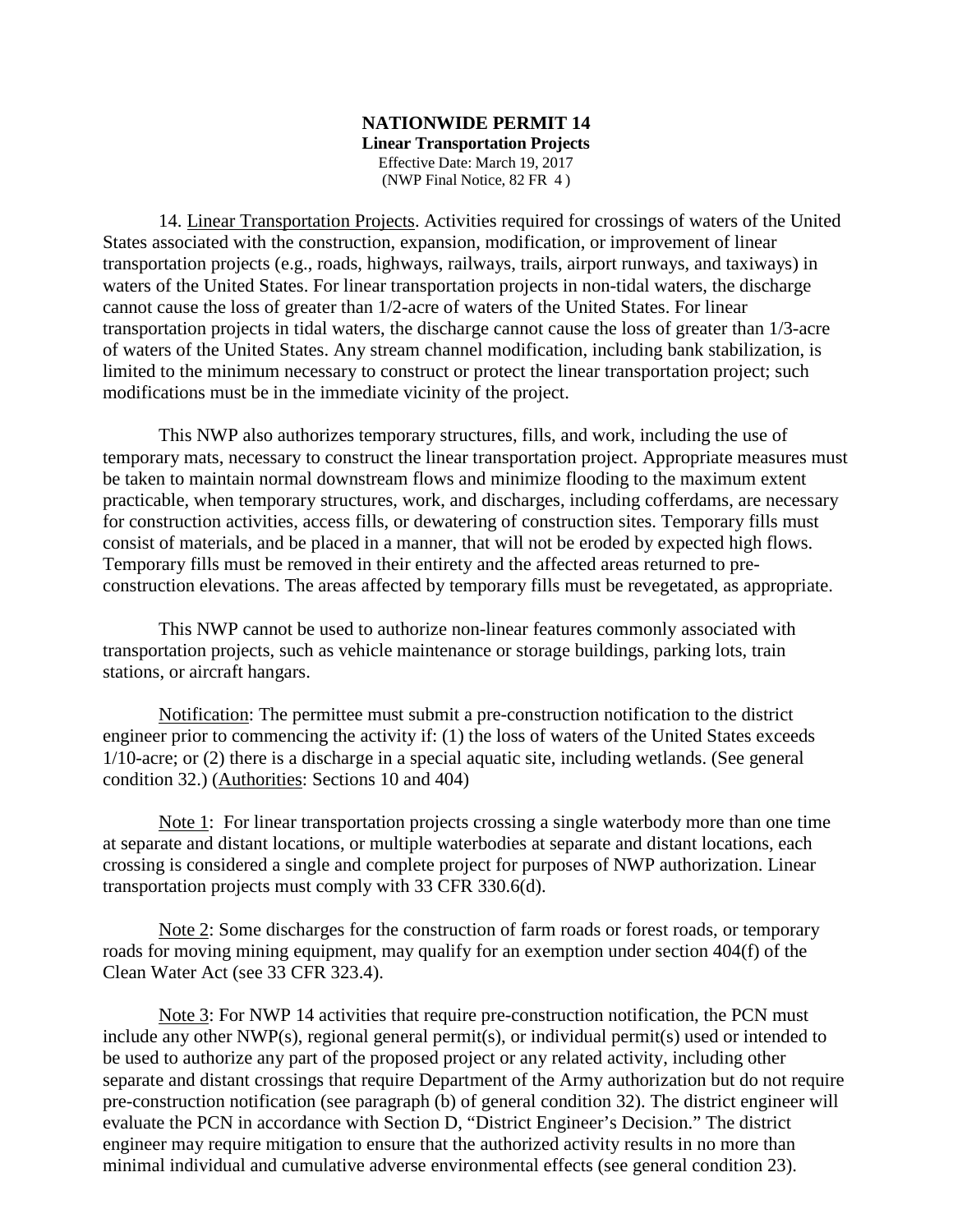# NATIONWIDE PERMIT 14

**Linear Transportation Projects**

Effective Date: March 19, 2017

(NWP Final Notice, 82 FR 4 )

14. Linear Transportation Projects. Activities required for crossings of waters of the United States associated with the construction, expansion, modification, or improvement of linear transportation projects (e.g., roads, highways, railways, trails, airport runways, and taxiways) in waters of the United States. For linear transportation projects in non-tidal waters, the discharge cannot cause the loss of greater than 1/2-acre of waters of the United States. For linear transportation projects in tidal waters, the discharge cannot cause the loss of greater than 1/3-acre of waters of the United States. Any stream channel modification, including bank stabilization, is limited to the minimum necessary to construct or protect the linear transportation project; such modifications must be in the immediate vicinity of the project.

This NWP also authorizes temporary structures, fills, and work, including the use of temporary mats, necessary to construct the linear transportation project. Appropriate measures must be taken to maintain normal downstream flows and minimize flooding to the maximum extent practicable, when temporary structures, work, and discharges, including cofferdams, are necessary for construction activities, access fills, or dewatering of construction sites. Temporary fills must consist of materials, and be placed in a manner, that will not be eroded by expected high flows. Temporary fills must be removed in their entirety and the affected areas returned to pre-construction elevations. The areas affected by temporary fills must be revegetated, as appropriate.

This NWP cannot be used to authorize non-linear features commonly associated with transportation projects, such as vehicle maintenance or storage buildings, parking lots, train stations, or aircraft hangars.

Notification: The permittee must submit a pre-construction notification to the district engineer prior to commencing the activity if: (1) the loss of waters of the United States exceeds 1/10-acre; or (2) there is a discharge in a special aquatic site, including wetlands. (See general condition 32.) (Authorities: Sections 10 and 404)

Note 1: For linear transportation projects crossing a single waterbody more than one time at separate and distant locations, or multiple waterbodies at separate and distant locations, each crossing is considered a single and complete project for purposes of NWP authorization. Linear transportation projects must comply with 33 CFR 330.6(d).

Note 2: Some discharges for the construction of farm roads or forest roads, or temporary roads for moving mining equipment, may qualify for an exemption under section 404(f) of the Clean Water Act (see 33 CFR 323.4).

Note 3: For NWP 14 activities that require pre-construction notification, the PCN must include any other NWP(s), regional general permit(s), or individual permit(s) used or intended to be used to authorize any part of the proposed project or any related activity, including other separate and distant crossings that require Department of the Army authorization but do not require pre-construction notification (see paragraph (b) of general condition 32). The district engineer will evaluate the PCN in accordance with Section D, "District Engineer's Decision." The district engineer may require mitigation to ensure that the authorized activity results in no more than minimal individual and cumulative adverse environmental effects (see general condition 23).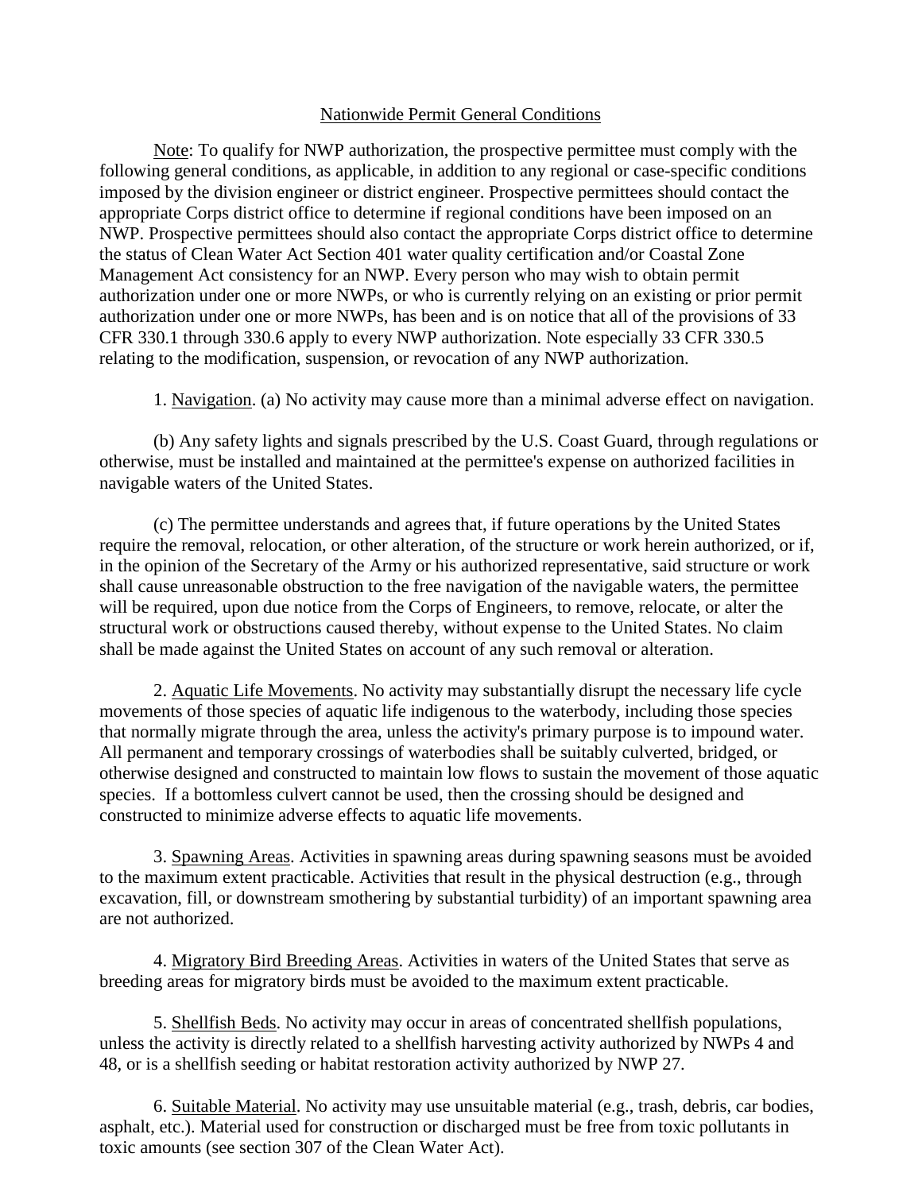Nationwide Permit General Conditions

Note: To qualify for NWP authorization, the prospective permittee must comply with the following general conditions, as applicable, in addition to any regional or case-specific conditions imposed by the division engineer or district engineer. Prospective permittees should contact the appropriate Corps district office to determine if regional conditions have been imposed on an NWP. Prospective permittees should also contact the appropriate Corps district office to determine the status of Clean Water Act Section 401 water quality certification and/or Coastal Zone Management Act consistency for an NWP. Every person who may wish to obtain permit authorization under one or more NWPs, or who is currently relying on an existing or prior permit authorization under one or more NWPs, has been and is on notice that all of the provisions of 33 CFR 330.1 through 330.6 apply to every NWP authorization. Note especially 33 CFR 330.5 relating to the modification, suspension, or revocation of any NWP authorization.

1. Navigation. (a) No activity may cause more than a minimal adverse effect on navigation.

(b) Any safety lights and signals prescribed by the U.S. Coast Guard, through regulations or otherwise, must be installed and maintained at the permittee's expense on authorized facilities in navigable waters of the United States.

(c) The permittee understands and agrees that, if future operations by the United States require the removal, relocation, or other alteration, of the structure or work herein authorized, or if, in the opinion of the Secretary of the Army or his authorized representative, said structure or work shall cause unreasonable obstruction to the free navigation of the navigable waters, the permittee will be required, upon due notice from the Corps of Engineers, to remove, relocate, or alter the structural work or obstructions caused thereby, without expense to the United States. No claim shall be made against the United States on account of any such removal or alteration.

2. Aquatic Life Movements. No activity may substantially disrupt the necessary life cycle movements of those species of aquatic life indigenous to the waterbody, including those species that normally migrate through the area, unless the activity's primary purpose is to impound water. All permanent and temporary crossings of waterbodies shall be suitably culverted, bridged, or otherwise designed and constructed to maintain low flows to sustain the movement of those aquatic species. If a bottomless culvert cannot be used, then the crossing should be designed and constructed to minimize adverse effects to aquatic life movements.

3. Spawning Areas. Activities in spawning areas during spawning seasons must be avoided to the maximum extent practicable. Activities that result in the physical destruction (e.g., through excavation, fill, or downstream smothering by substantial turbidity) of an important spawning area are not authorized.

4. Migratory Bird Breeding Areas. Activities in waters of the United States that serve as breeding areas for migratory birds must be avoided to the maximum extent practicable.

5. Shellfish Beds. No activity may occur in areas of concentrated shellfish populations, unless the activity is directly related to a shellfish harvesting activity authorized by NWPs 4 and 48, or is a shellfish seeding or habitat restoration activity authorized by NWP 27.

6. Suitable Material. No activity may use unsuitable material (e.g., trash, debris, car bodies, asphalt, etc.). Material used for construction or discharged must be free from toxic pollutants in toxic amounts (see section 307 of the Clean Water Act).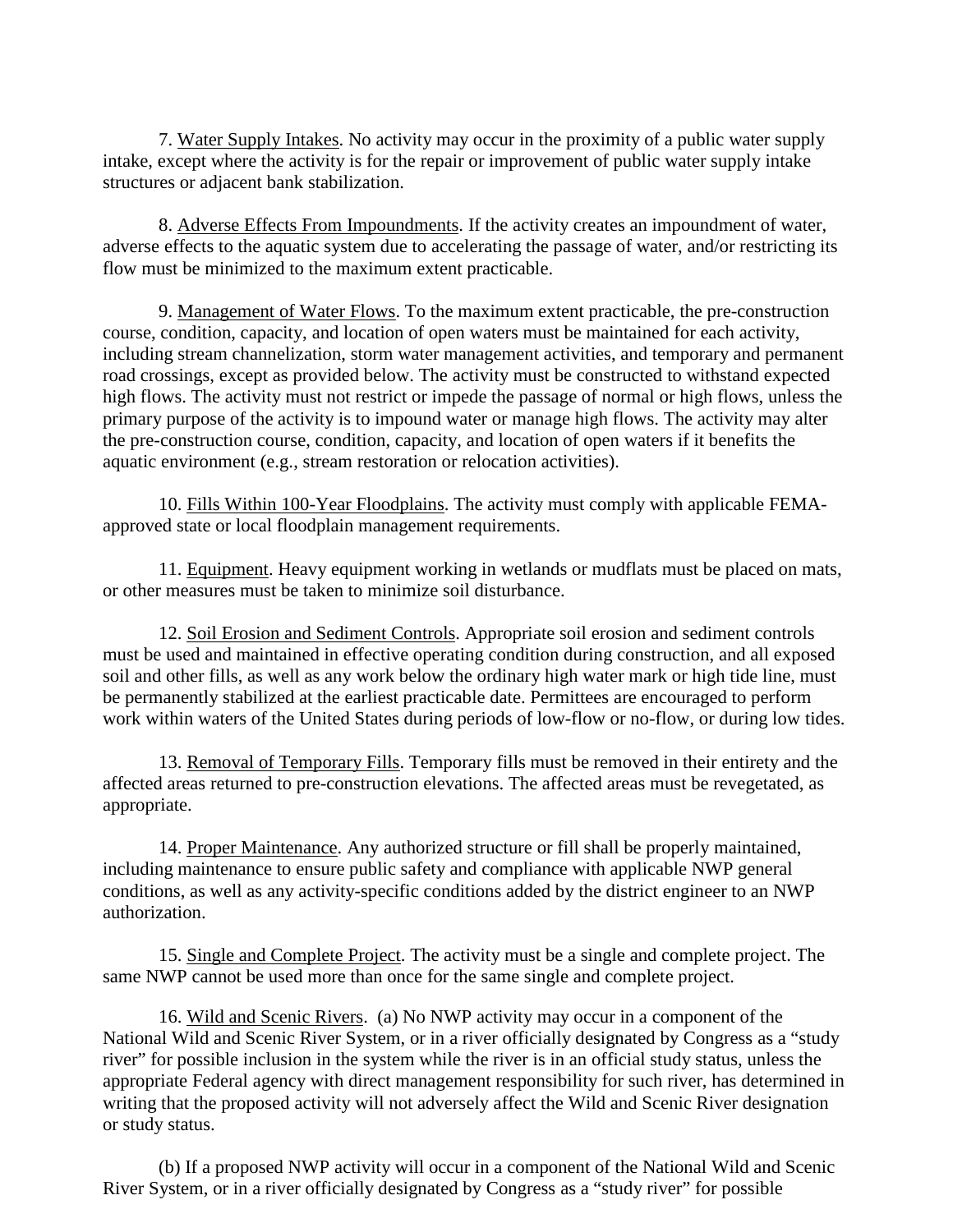7. Water Supply Intakes. No activity may occur in the proximity of a public water supply intake, except where the activity is for the repair or improvement of public water supply intake structures or adjacent bank stabilization.

8. Adverse Effects From Impoundments. If the activity creates an impoundment of water, adverse effects to the aquatic system due to accelerating the passage of water, and/or restricting its flow must be minimized to the maximum extent practicable.

9. Management of Water Flows. To the maximum extent practicable, the pre-construction course, condition, capacity, and location of open waters must be maintained for each activity, including stream channelization, storm water management activities, and temporary and permanent road crossings, except as provided below. The activity must be constructed to withstand expected high flows. The activity must not restrict or impede the passage of normal or high flows, unless the primary purpose of the activity is to impound water or manage high flows. The activity may alter the pre-construction course, condition, capacity, and location of open waters if it benefits the aquatic environment (e.g., stream restoration or relocation activities).

10. Fills Within 100-Year Floodplains. The activity must comply with applicable FEMA-approved state or local floodplain management requirements.

11. Equipment. Heavy equipment working in wetlands or mudflats must be placed on mats, or other measures must be taken to minimize soil disturbance.

12. Soil Erosion and Sediment Controls. Appropriate soil erosion and sediment controls must be used and maintained in effective operating condition during construction, and all exposed soil and other fills, as well as any work below the ordinary high water mark or high tide line, must be permanently stabilized at the earliest practicable date. Permittees are encouraged to perform work within waters of the United States during periods of low-flow or no-flow, or during low tides.

13. Removal of Temporary Fills. Temporary fills must be removed in their entirety and the affected areas returned to pre-construction elevations. The affected areas must be revegetated, as appropriate.

14. Proper Maintenance. Any authorized structure or fill shall be properly maintained, including maintenance to ensure public safety and compliance with applicable NWP general conditions, as well as any activity-specific conditions added by the district engineer to an NWP authorization.

15. Single and Complete Project. The activity must be a single and complete project. The same NWP cannot be used more than once for the same single and complete project.

16. Wild and Scenic Rivers. (a) No NWP activity may occur in a component of the National Wild and Scenic River System, or in a river officially designated by Congress as a "study river" for possible inclusion in the system while the river is in an official study status, unless the appropriate Federal agency with direct management responsibility for such river, has determined in writing that the proposed activity will not adversely affect the Wild and Scenic River designation or study status.

(b) If a proposed NWP activity will occur in a component of the National Wild and Scenic River System, or in a river officially designated by Congress as a "study river" for possible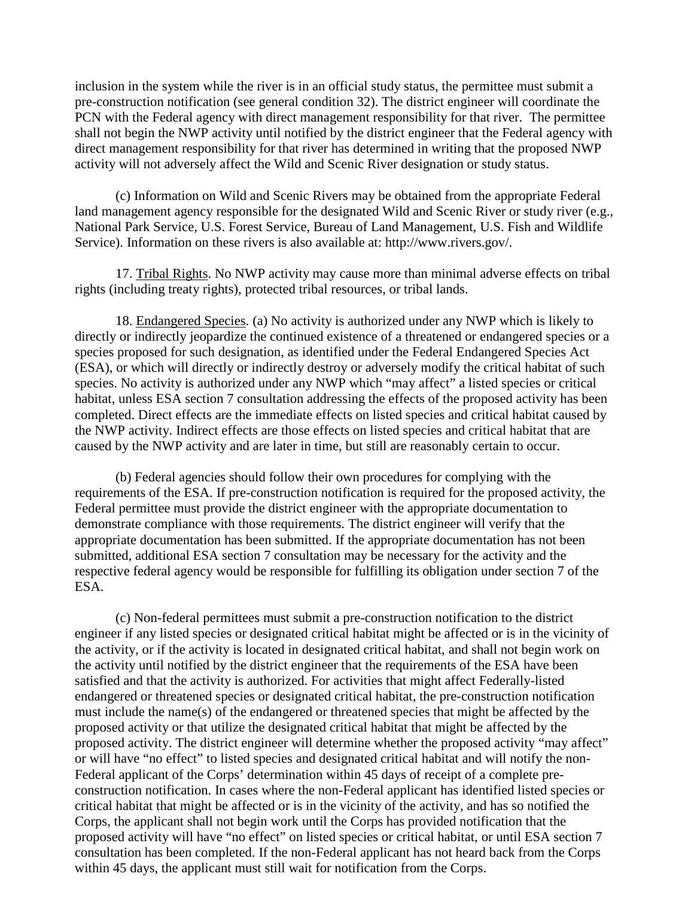inclusion in the system while the river is in an official study status, the permittee must submit a pre-construction notification (see general condition 32). The district engineer will coordinate the PCN with the Federal agency with direct management responsibility for that river. The permittee shall not begin the NWP activity until notified by the district engineer that the Federal agency with direct management responsibility for that river has determined in writing that the proposed NWP activity will not adversely affect the Wild and Scenic River designation or study status.

(c) Information on Wild and Scenic Rivers may be obtained from the appropriate Federal land management agency responsible for the designated Wild and Scenic River or study river (e.g., National Park Service, U.S. Forest Service, Bureau of Land Management, U.S. Fish and Wildlife Service). Information on these rivers is also available at: http://www.rivers.gov/.

17. Tribal Rights. No NWP activity may cause more than minimal adverse effects on tribal rights (including treaty rights), protected tribal resources, or tribal lands.

18. Endangered Species. (a) No activity is authorized under any NWP which is likely to directly or indirectly jeopardize the continued existence of a threatened or endangered species or a species proposed for such designation, as identified under the Federal Endangered Species Act (ESA), or which will directly or indirectly destroy or adversely modify the critical habitat of such species. No activity is authorized under any NWP which "may affect" a listed species or critical habitat, unless ESA section 7 consultation addressing the effects of the proposed activity has been completed. Direct effects are the immediate effects on listed species and critical habitat caused by the NWP activity. Indirect effects are those effects on listed species and critical habitat that are caused by the NWP activity and are later in time, but still are reasonably certain to occur.

(b) Federal agencies should follow their own procedures for complying with the requirements of the ESA. If pre-construction notification is required for the proposed activity, the Federal permittee must provide the district engineer with the appropriate documentation to demonstrate compliance with those requirements. The district engineer will verify that the appropriate documentation has been submitted. If the appropriate documentation has not been submitted, additional ESA section 7 consultation may be necessary for the activity and the respective federal agency would be responsible for fulfilling its obligation under section 7 of the ESA.

(c) Non-federal permittees must submit a pre-construction notification to the district engineer if any listed species or designated critical habitat might be affected or is in the vicinity of the activity, or if the activity is located in designated critical habitat, and shall not begin work on the activity until notified by the district engineer that the requirements of the ESA have been satisfied and that the activity is authorized. For activities that might affect Federally-listed endangered or threatened species or designated critical habitat, the pre-construction notification must include the name(s) of the endangered or threatened species that might be affected by the proposed activity or that utilize the designated critical habitat that might be affected by the proposed activity. The district engineer will determine whether the proposed activity "may affect" or will have "no effect" to listed species and designated critical habitat and will notify the non-Federal applicant of the Corps' determination within 45 days of receipt of a complete pre-construction notification. In cases where the non-Federal applicant has identified listed species or critical habitat that might be affected or is in the vicinity of the activity, and has so notified the Corps, the applicant shall not begin work until the Corps has provided notification that the proposed activity will have "no effect" on listed species or critical habitat, or until ESA section 7 consultation has been completed. If the non-Federal applicant has not heard back from the Corps within 45 days, the applicant must still wait for notification from the Corps.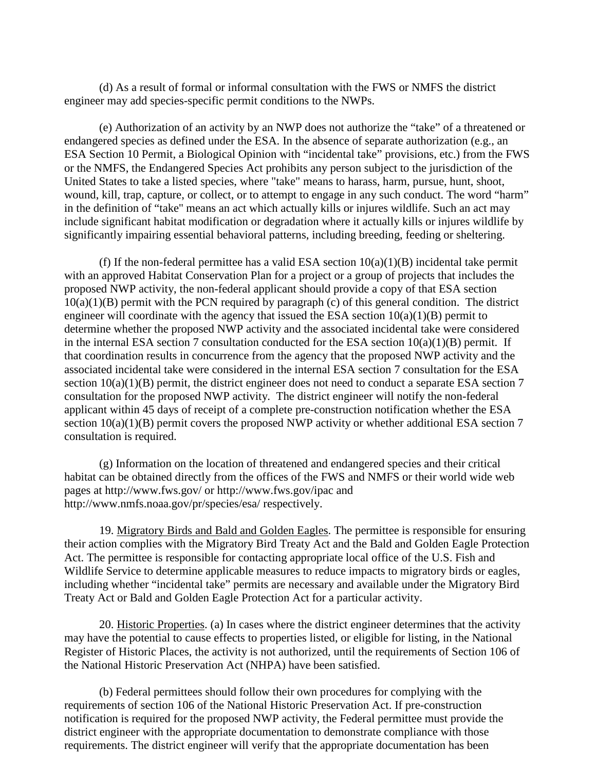(d) As a result of formal or informal consultation with the FWS or NMFS the district engineer may add species-specific permit conditions to the NWPs.

(e) Authorization of an activity by an NWP does not authorize the "take" of a threatened or endangered species as defined under the ESA. In the absence of separate authorization (e.g., an ESA Section 10 Permit, a Biological Opinion with "incidental take" provisions, etc.) from the FWS or the NMFS, the Endangered Species Act prohibits any person subject to the jurisdiction of the United States to take a listed species, where "take" means to harass, harm, pursue, hunt, shoot, wound, kill, trap, capture, or collect, or to attempt to engage in any such conduct. The word "harm" in the definition of "take" means an act which actually kills or injures wildlife. Such an act may include significant habitat modification or degradation where it actually kills or injures wildlife by significantly impairing essential behavioral patterns, including breeding, feeding or sheltering.

(f) If the non-federal permittee has a valid ESA section 10(a)(1)(B) incidental take permit with an approved Habitat Conservation Plan for a project or a group of projects that includes the proposed NWP activity, the non-federal applicant should provide a copy of that ESA section 10(a)(1)(B) permit with the PCN required by paragraph (c) of this general condition. The district engineer will coordinate with the agency that issued the ESA section 10(a)(1)(B) permit to determine whether the proposed NWP activity and the associated incidental take were considered in the internal ESA section 7 consultation conducted for the ESA section 10(a)(1)(B) permit. If that coordination results in concurrence from the agency that the proposed NWP activity and the associated incidental take were considered in the internal ESA section 7 consultation for the ESA section 10(a)(1)(B) permit, the district engineer does not need to conduct a separate ESA section 7 consultation for the proposed NWP activity. The district engineer will notify the non-federal applicant within 45 days of receipt of a complete pre-construction notification whether the ESA section 10(a)(1)(B) permit covers the proposed NWP activity or whether additional ESA section 7 consultation is required.

(g) Information on the location of threatened and endangered species and their critical habitat can be obtained directly from the offices of the FWS and NMFS or their world wide web pages at http://www.fws.gov/ or http://www.fws.gov/ipac and http://www.nmfs.noaa.gov/pr/species/esa/ respectively.

19. Migratory Birds and Bald and Golden Eagles. The permittee is responsible for ensuring their action complies with the Migratory Bird Treaty Act and the Bald and Golden Eagle Protection Act. The permittee is responsible for contacting appropriate local office of the U.S. Fish and Wildlife Service to determine applicable measures to reduce impacts to migratory birds or eagles, including whether "incidental take" permits are necessary and available under the Migratory Bird Treaty Act or Bald and Golden Eagle Protection Act for a particular activity.

20. Historic Properties. (a) In cases where the district engineer determines that the activity may have the potential to cause effects to properties listed, or eligible for listing, in the National Register of Historic Places, the activity is not authorized, until the requirements of Section 106 of the National Historic Preservation Act (NHPA) have been satisfied.

(b) Federal permittees should follow their own procedures for complying with the requirements of section 106 of the National Historic Preservation Act. If pre-construction notification is required for the proposed NWP activity, the Federal permittee must provide the district engineer with the appropriate documentation to demonstrate compliance with those requirements. The district engineer will verify that the appropriate documentation has been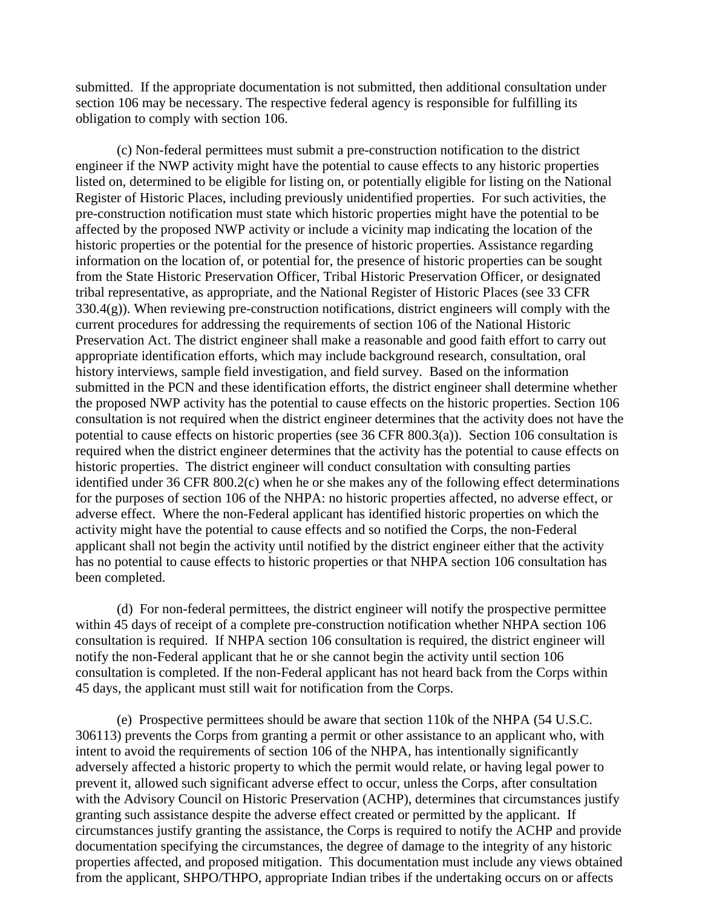submitted. If the appropriate documentation is not submitted, then additional consultation under section 106 may be necessary. The respective federal agency is responsible for fulfilling its obligation to comply with section 106.

(c) Non-federal permittees must submit a pre-construction notification to the district engineer if the NWP activity might have the potential to cause effects to any historic properties listed on, determined to be eligible for listing on, or potentially eligible for listing on the National Register of Historic Places, including previously unidentified properties. For such activities, the pre-construction notification must state which historic properties might have the potential to be affected by the proposed NWP activity or include a vicinity map indicating the location of the historic properties or the potential for the presence of historic properties. Assistance regarding information on the location of, or potential for, the presence of historic properties can be sought from the State Historic Preservation Officer, Tribal Historic Preservation Officer, or designated tribal representative, as appropriate, and the National Register of Historic Places (see 33 CFR 330.4(g)). When reviewing pre-construction notifications, district engineers will comply with the current procedures for addressing the requirements of section 106 of the National Historic Preservation Act. The district engineer shall make a reasonable and good faith effort to carry out appropriate identification efforts, which may include background research, consultation, oral history interviews, sample field investigation, and field survey. Based on the information submitted in the PCN and these identification efforts, the district engineer shall determine whether the proposed NWP activity has the potential to cause effects on the historic properties. Section 106 consultation is not required when the district engineer determines that the activity does not have the potential to cause effects on historic properties (see 36 CFR 800.3(a)). Section 106 consultation is required when the district engineer determines that the activity has the potential to cause effects on historic properties. The district engineer will conduct consultation with consulting parties identified under 36 CFR 800.2(c) when he or she makes any of the following effect determinations for the purposes of section 106 of the NHPA: no historic properties affected, no adverse effect, or adverse effect. Where the non-Federal applicant has identified historic properties on which the activity might have the potential to cause effects and so notified the Corps, the non-Federal applicant shall not begin the activity until notified by the district engineer either that the activity has no potential to cause effects to historic properties or that NHPA section 106 consultation has been completed.

(d) For non-federal permittees, the district engineer will notify the prospective permittee within 45 days of receipt of a complete pre-construction notification whether NHPA section 106 consultation is required. If NHPA section 106 consultation is required, the district engineer will notify the non-Federal applicant that he or she cannot begin the activity until section 106 consultation is completed. If the non-Federal applicant has not heard back from the Corps within 45 days, the applicant must still wait for notification from the Corps.

(e) Prospective permittees should be aware that section 110k of the NHPA (54 U.S.C. 306113) prevents the Corps from granting a permit or other assistance to an applicant who, with intent to avoid the requirements of section 106 of the NHPA, has intentionally significantly adversely affected a historic property to which the permit would relate, or having legal power to prevent it, allowed such significant adverse effect to occur, unless the Corps, after consultation with the Advisory Council on Historic Preservation (ACHP), determines that circumstances justify granting such assistance despite the adverse effect created or permitted by the applicant. If circumstances justify granting the assistance, the Corps is required to notify the ACHP and provide documentation specifying the circumstances, the degree of damage to the integrity of any historic properties affected, and proposed mitigation. This documentation must include any views obtained from the applicant, SHPO/THPO, appropriate Indian tribes if the undertaking occurs on or affects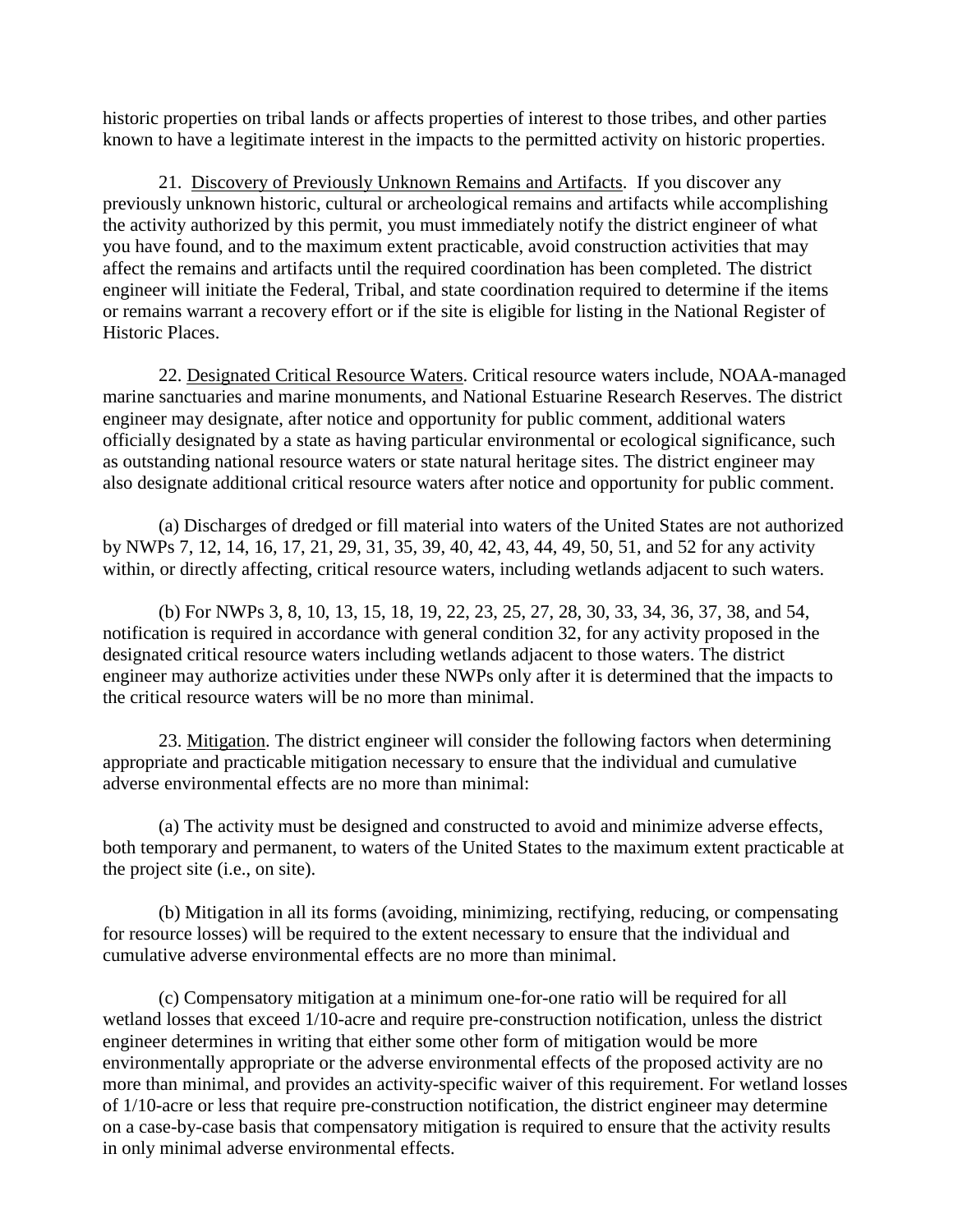historic properties on tribal lands or affects properties of interest to those tribes, and other parties known to have a legitimate interest in the impacts to the permitted activity on historic properties.

21. Discovery of Previously Unknown Remains and Artifacts. If you discover any previously unknown historic, cultural or archeological remains and artifacts while accomplishing the activity authorized by this permit, you must immediately notify the district engineer of what you have found, and to the maximum extent practicable, avoid construction activities that may affect the remains and artifacts until the required coordination has been completed. The district engineer will initiate the Federal, Tribal, and state coordination required to determine if the items or remains warrant a recovery effort or if the site is eligible for listing in the National Register of Historic Places.

22. Designated Critical Resource Waters. Critical resource waters include, NOAA-managed marine sanctuaries and marine monuments, and National Estuarine Research Reserves. The district engineer may designate, after notice and opportunity for public comment, additional waters officially designated by a state as having particular environmental or ecological significance, such as outstanding national resource waters or state natural heritage sites. The district engineer may also designate additional critical resource waters after notice and opportunity for public comment.

(a) Discharges of dredged or fill material into waters of the United States are not authorized by NWPs 7, 12, 14, 16, 17, 21, 29, 31, 35, 39, 40, 42, 43, 44, 49, 50, 51, and 52 for any activity within, or directly affecting, critical resource waters, including wetlands adjacent to such waters.

(b) For NWPs 3, 8, 10, 13, 15, 18, 19, 22, 23, 25, 27, 28, 30, 33, 34, 36, 37, 38, and 54, notification is required in accordance with general condition 32, for any activity proposed in the designated critical resource waters including wetlands adjacent to those waters. The district engineer may authorize activities under these NWPs only after it is determined that the impacts to the critical resource waters will be no more than minimal.

23. Mitigation. The district engineer will consider the following factors when determining appropriate and practicable mitigation necessary to ensure that the individual and cumulative adverse environmental effects are no more than minimal:

(a) The activity must be designed and constructed to avoid and minimize adverse effects, both temporary and permanent, to waters of the United States to the maximum extent practicable at the project site (i.e., on site).

(b) Mitigation in all its forms (avoiding, minimizing, rectifying, reducing, or compensating for resource losses) will be required to the extent necessary to ensure that the individual and cumulative adverse environmental effects are no more than minimal.

(c) Compensatory mitigation at a minimum one-for-one ratio will be required for all wetland losses that exceed 1/10-acre and require pre-construction notification, unless the district engineer determines in writing that either some other form of mitigation would be more environmentally appropriate or the adverse environmental effects of the proposed activity are no more than minimal, and provides an activity-specific waiver of this requirement. For wetland losses of 1/10-acre or less that require pre-construction notification, the district engineer may determine on a case-by-case basis that compensatory mitigation is required to ensure that the activity results in only minimal adverse environmental effects.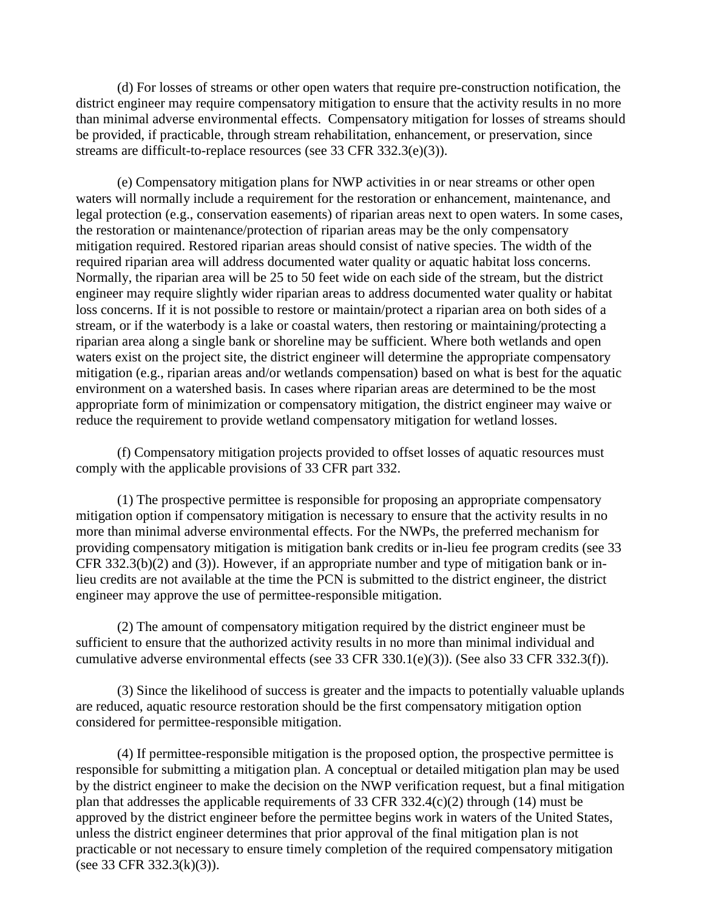(d) For losses of streams or other open waters that require pre-construction notification, the district engineer may require compensatory mitigation to ensure that the activity results in no more than minimal adverse environmental effects. Compensatory mitigation for losses of streams should be provided, if practicable, through stream rehabilitation, enhancement, or preservation, since streams are difficult-to-replace resources (see 33 CFR 332.3(e)(3)).

(e) Compensatory mitigation plans for NWP activities in or near streams or other open waters will normally include a requirement for the restoration or enhancement, maintenance, and legal protection (e.g., conservation easements) of riparian areas next to open waters. In some cases, the restoration or maintenance/protection of riparian areas may be the only compensatory mitigation required. Restored riparian areas should consist of native species. The width of the required riparian area will address documented water quality or aquatic habitat loss concerns. Normally, the riparian area will be 25 to 50 feet wide on each side of the stream, but the district engineer may require slightly wider riparian areas to address documented water quality or habitat loss concerns. If it is not possible to restore or maintain/protect a riparian area on both sides of a stream, or if the waterbody is a lake or coastal waters, then restoring or maintaining/protecting a riparian area along a single bank or shoreline may be sufficient. Where both wetlands and open waters exist on the project site, the district engineer will determine the appropriate compensatory mitigation (e.g., riparian areas and/or wetlands compensation) based on what is best for the aquatic environment on a watershed basis. In cases where riparian areas are determined to be the most appropriate form of minimization or compensatory mitigation, the district engineer may waive or reduce the requirement to provide wetland compensatory mitigation for wetland losses.

(f) Compensatory mitigation projects provided to offset losses of aquatic resources must comply with the applicable provisions of 33 CFR part 332.

(1) The prospective permittee is responsible for proposing an appropriate compensatory mitigation option if compensatory mitigation is necessary to ensure that the activity results in no more than minimal adverse environmental effects. For the NWPs, the preferred mechanism for providing compensatory mitigation is mitigation bank credits or in-lieu fee program credits (see 33 CFR 332.3(b)(2) and (3)). However, if an appropriate number and type of mitigation bank or in-lieu credits are not available at the time the PCN is submitted to the district engineer, the district engineer may approve the use of permittee-responsible mitigation.

(2) The amount of compensatory mitigation required by the district engineer must be sufficient to ensure that the authorized activity results in no more than minimal individual and cumulative adverse environmental effects (see 33 CFR 330.1(e)(3)). (See also 33 CFR 332.3(f)).

(3) Since the likelihood of success is greater and the impacts to potentially valuable uplands are reduced, aquatic resource restoration should be the first compensatory mitigation option considered for permittee-responsible mitigation.

(4) If permittee-responsible mitigation is the proposed option, the prospective permittee is responsible for submitting a mitigation plan. A conceptual or detailed mitigation plan may be used by the district engineer to make the decision on the NWP verification request, but a final mitigation plan that addresses the applicable requirements of 33 CFR 332.4(c)(2) through (14) must be approved by the district engineer before the permittee begins work in waters of the United States, unless the district engineer determines that prior approval of the final mitigation plan is not practicable or not necessary to ensure timely completion of the required compensatory mitigation (see 33 CFR 332.3(k)(3)).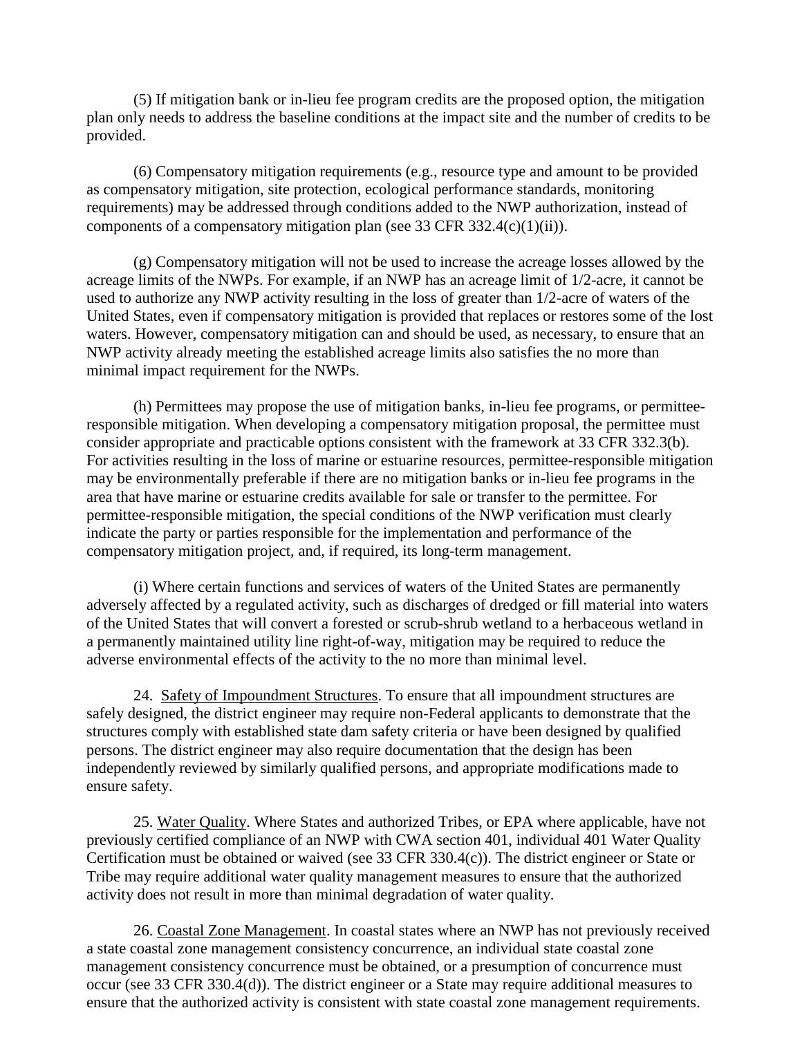(5) If mitigation bank or in-lieu fee program credits are the proposed option, the mitigation plan only needs to address the baseline conditions at the impact site and the number of credits to be provided.

(6) Compensatory mitigation requirements (e.g., resource type and amount to be provided as compensatory mitigation, site protection, ecological performance standards, monitoring requirements) may be addressed through conditions added to the NWP authorization, instead of components of a compensatory mitigation plan (see 33 CFR 332.4(c)(1)(ii)).

(g) Compensatory mitigation will not be used to increase the acreage losses allowed by the acreage limits of the NWPs. For example, if an NWP has an acreage limit of 1/2-acre, it cannot be used to authorize any NWP activity resulting in the loss of greater than 1/2-acre of waters of the United States, even if compensatory mitigation is provided that replaces or restores some of the lost waters. However, compensatory mitigation can and should be used, as necessary, to ensure that an NWP activity already meeting the established acreage limits also satisfies the no more than minimal impact requirement for the NWPs.

(h) Permittees may propose the use of mitigation banks, in-lieu fee programs, or permittee-responsible mitigation. When developing a compensatory mitigation proposal, the permittee must consider appropriate and practicable options consistent with the framework at 33 CFR 332.3(b). For activities resulting in the loss of marine or estuarine resources, permittee-responsible mitigation may be environmentally preferable if there are no mitigation banks or in-lieu fee programs in the area that have marine or estuarine credits available for sale or transfer to the permittee. For permittee-responsible mitigation, the special conditions of the NWP verification must clearly indicate the party or parties responsible for the implementation and performance of the compensatory mitigation project, and, if required, its long-term management.

(i) Where certain functions and services of waters of the United States are permanently adversely affected by a regulated activity, such as discharges of dredged or fill material into waters of the United States that will convert a forested or scrub-shrub wetland to a herbaceous wetland in a permanently maintained utility line right-of-way, mitigation may be required to reduce the adverse environmental effects of the activity to the no more than minimal level.

24. Safety of Impoundment Structures. To ensure that all impoundment structures are safely designed, the district engineer may require non-Federal applicants to demonstrate that the structures comply with established state dam safety criteria or have been designed by qualified persons. The district engineer may also require documentation that the design has been independently reviewed by similarly qualified persons, and appropriate modifications made to ensure safety.

25. Water Quality. Where States and authorized Tribes, or EPA where applicable, have not previously certified compliance of an NWP with CWA section 401, individual 401 Water Quality Certification must be obtained or waived (see 33 CFR 330.4(c)). The district engineer or State or Tribe may require additional water quality management measures to ensure that the authorized activity does not result in more than minimal degradation of water quality.

26. Coastal Zone Management. In coastal states where an NWP has not previously received a state coastal zone management consistency concurrence, an individual state coastal zone management consistency concurrence must be obtained, or a presumption of concurrence must occur (see 33 CFR 330.4(d)). The district engineer or a State may require additional measures to ensure that the authorized activity is consistent with state coastal zone management requirements.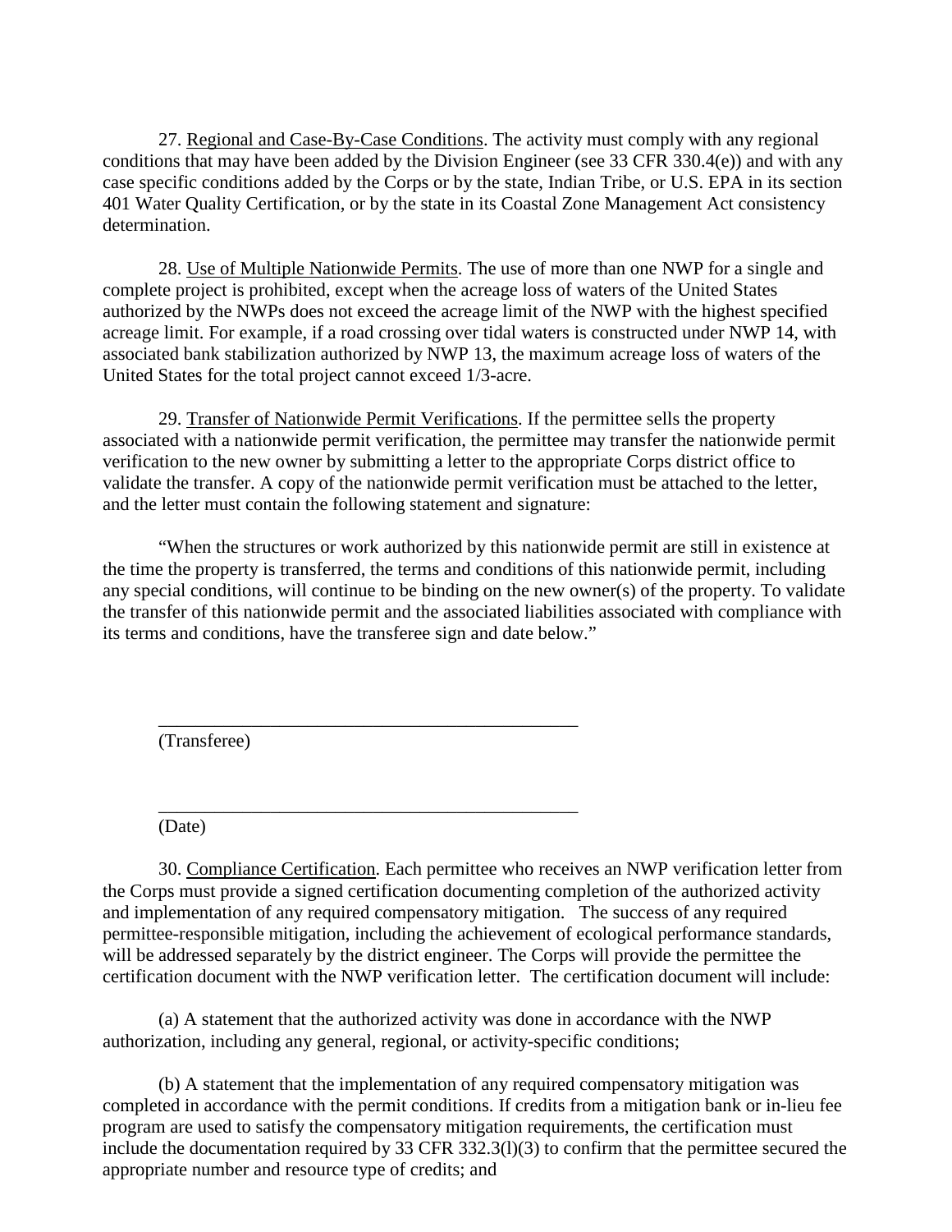27. Regional and Case-By-Case Conditions. The activity must comply with any regional conditions that may have been added by the Division Engineer (see 33 CFR 330.4(e)) and with any case specific conditions added by the Corps or by the state, Indian Tribe, or U.S. EPA in its section 401 Water Quality Certification, or by the state in its Coastal Zone Management Act consistency determination.

28. Use of Multiple Nationwide Permits. The use of more than one NWP for a single and complete project is prohibited, except when the acreage loss of waters of the United States authorized by the NWPs does not exceed the acreage limit of the NWP with the highest specified acreage limit. For example, if a road crossing over tidal waters is constructed under NWP 14, with associated bank stabilization authorized by NWP 13, the maximum acreage loss of waters of the United States for the total project cannot exceed 1/3-acre.

29. Transfer of Nationwide Permit Verifications. If the permittee sells the property associated with a nationwide permit verification, the permittee may transfer the nationwide permit verification to the new owner by submitting a letter to the appropriate Corps district office to validate the transfer. A copy of the nationwide permit verification must be attached to the letter, and the letter must contain the following statement and signature:

"When the structures or work authorized by this nationwide permit are still in existence at the time the property is transferred, the terms and conditions of this nationwide permit, including any special conditions, will continue to be binding on the new owner(s) of the property. To validate the transfer of this nationwide permit and the associated liabilities associated with compliance with its terms and conditions, have the transferee sign and date below."

_______________________________________________
(Transferee)

_______________________________________________
(Date)

30. Compliance Certification. Each permittee who receives an NWP verification letter from the Corps must provide a signed certification documenting completion of the authorized activity and implementation of any required compensatory mitigation. The success of any required permittee-responsible mitigation, including the achievement of ecological performance standards, will be addressed separately by the district engineer. The Corps will provide the permittee the certification document with the NWP verification letter. The certification document will include:

(a) A statement that the authorized activity was done in accordance with the NWP authorization, including any general, regional, or activity-specific conditions;

(b) A statement that the implementation of any required compensatory mitigation was completed in accordance with the permit conditions. If credits from a mitigation bank or in-lieu fee program are used to satisfy the compensatory mitigation requirements, the certification must include the documentation required by 33 CFR 332.3(l)(3) to confirm that the permittee secured the appropriate number and resource type of credits; and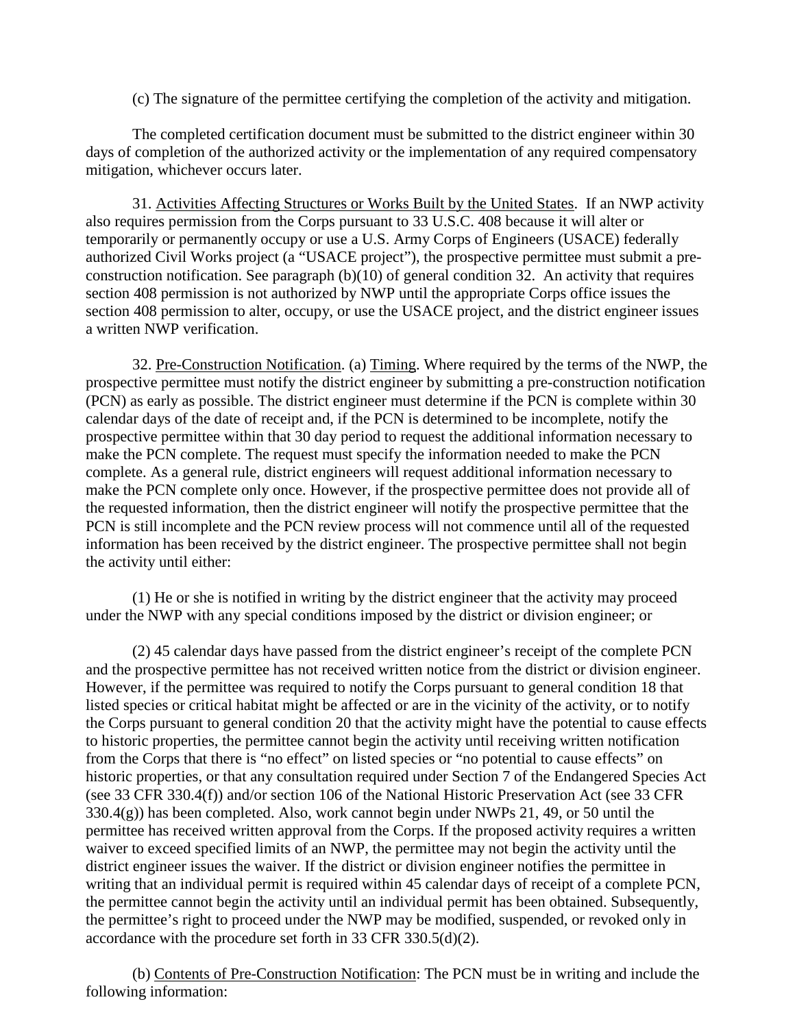(c) The signature of the permittee certifying the completion of the activity and mitigation.

The completed certification document must be submitted to the district engineer within 30 days of completion of the authorized activity or the implementation of any required compensatory mitigation, whichever occurs later.

31. Activities Affecting Structures or Works Built by the United States. If an NWP activity also requires permission from the Corps pursuant to 33 U.S.C. 408 because it will alter or temporarily or permanently occupy or use a U.S. Army Corps of Engineers (USACE) federally authorized Civil Works project (a "USACE project"), the prospective permittee must submit a pre-construction notification. See paragraph (b)(10) of general condition 32. An activity that requires section 408 permission is not authorized by NWP until the appropriate Corps office issues the section 408 permission to alter, occupy, or use the USACE project, and the district engineer issues a written NWP verification.

32. Pre-Construction Notification. (a) Timing. Where required by the terms of the NWP, the prospective permittee must notify the district engineer by submitting a pre-construction notification (PCN) as early as possible. The district engineer must determine if the PCN is complete within 30 calendar days of the date of receipt and, if the PCN is determined to be incomplete, notify the prospective permittee within that 30 day period to request the additional information necessary to make the PCN complete. The request must specify the information needed to make the PCN complete. As a general rule, district engineers will request additional information necessary to make the PCN complete only once. However, if the prospective permittee does not provide all of the requested information, then the district engineer will notify the prospective permittee that the PCN is still incomplete and the PCN review process will not commence until all of the requested information has been received by the district engineer. The prospective permittee shall not begin the activity until either:

(1) He or she is notified in writing by the district engineer that the activity may proceed under the NWP with any special conditions imposed by the district or division engineer; or

(2) 45 calendar days have passed from the district engineer's receipt of the complete PCN and the prospective permittee has not received written notice from the district or division engineer. However, if the permittee was required to notify the Corps pursuant to general condition 18 that listed species or critical habitat might be affected or are in the vicinity of the activity, or to notify the Corps pursuant to general condition 20 that the activity might have the potential to cause effects to historic properties, the permittee cannot begin the activity until receiving written notification from the Corps that there is "no effect" on listed species or "no potential to cause effects" on historic properties, or that any consultation required under Section 7 of the Endangered Species Act (see 33 CFR 330.4(f)) and/or section 106 of the National Historic Preservation Act (see 33 CFR 330.4(g)) has been completed. Also, work cannot begin under NWPs 21, 49, or 50 until the permittee has received written approval from the Corps. If the proposed activity requires a written waiver to exceed specified limits of an NWP, the permittee may not begin the activity until the district engineer issues the waiver. If the district or division engineer notifies the permittee in writing that an individual permit is required within 45 calendar days of receipt of a complete PCN, the permittee cannot begin the activity until an individual permit has been obtained. Subsequently, the permittee's right to proceed under the NWP may be modified, suspended, or revoked only in accordance with the procedure set forth in 33 CFR 330.5(d)(2).

(b) Contents of Pre-Construction Notification: The PCN must be in writing and include the following information: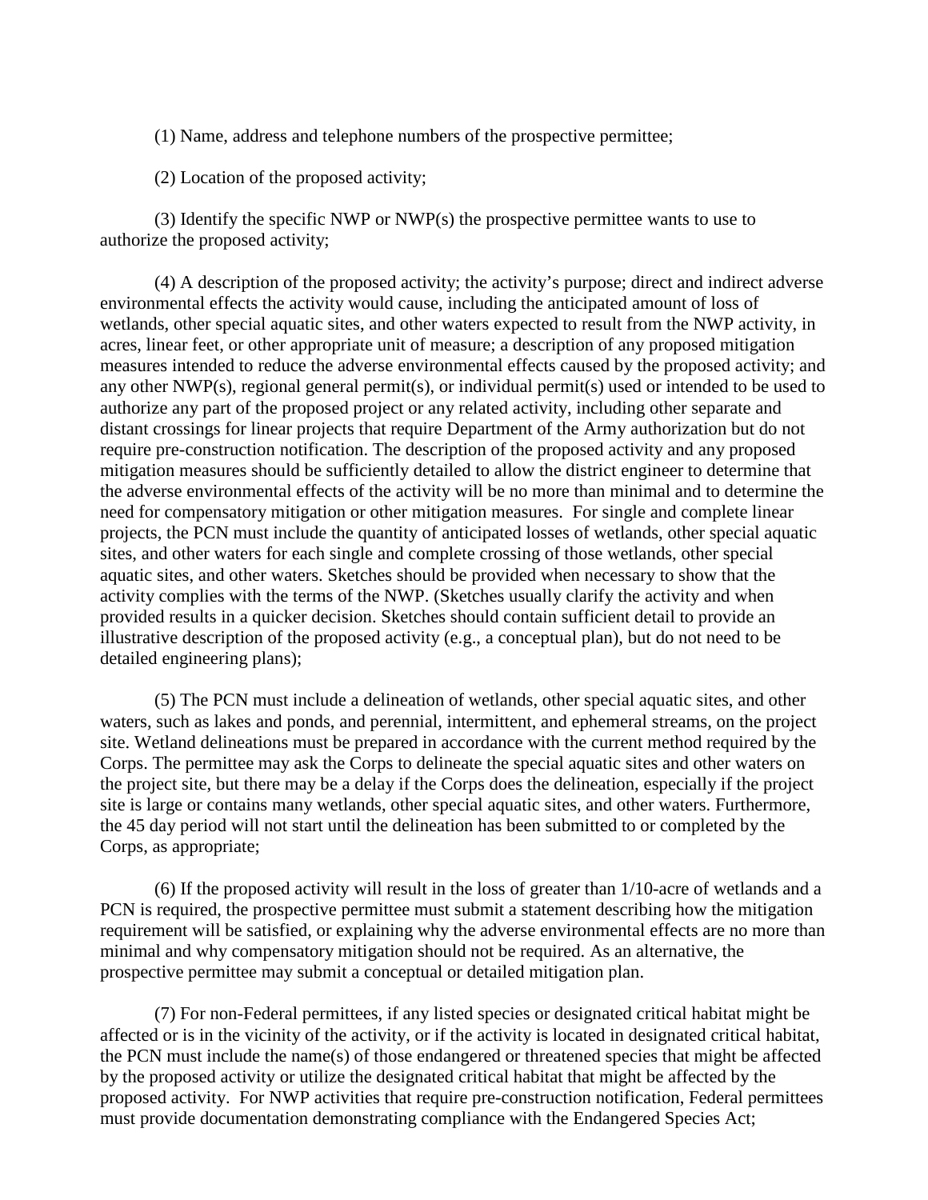(1) Name, address and telephone numbers of the prospective permittee;

(2) Location of the proposed activity;

(3) Identify the specific NWP or NWP(s) the prospective permittee wants to use to authorize the proposed activity;

(4) A description of the proposed activity; the activity's purpose; direct and indirect adverse environmental effects the activity would cause, including the anticipated amount of loss of wetlands, other special aquatic sites, and other waters expected to result from the NWP activity, in acres, linear feet, or other appropriate unit of measure; a description of any proposed mitigation measures intended to reduce the adverse environmental effects caused by the proposed activity; and any other NWP(s), regional general permit(s), or individual permit(s) used or intended to be used to authorize any part of the proposed project or any related activity, including other separate and distant crossings for linear projects that require Department of the Army authorization but do not require pre-construction notification. The description of the proposed activity and any proposed mitigation measures should be sufficiently detailed to allow the district engineer to determine that the adverse environmental effects of the activity will be no more than minimal and to determine the need for compensatory mitigation or other mitigation measures. For single and complete linear projects, the PCN must include the quantity of anticipated losses of wetlands, other special aquatic sites, and other waters for each single and complete crossing of those wetlands, other special aquatic sites, and other waters. Sketches should be provided when necessary to show that the activity complies with the terms of the NWP. (Sketches usually clarify the activity and when provided results in a quicker decision. Sketches should contain sufficient detail to provide an illustrative description of the proposed activity (e.g., a conceptual plan), but do not need to be detailed engineering plans);

(5) The PCN must include a delineation of wetlands, other special aquatic sites, and other waters, such as lakes and ponds, and perennial, intermittent, and ephemeral streams, on the project site. Wetland delineations must be prepared in accordance with the current method required by the Corps. The permittee may ask the Corps to delineate the special aquatic sites and other waters on the project site, but there may be a delay if the Corps does the delineation, especially if the project site is large or contains many wetlands, other special aquatic sites, and other waters. Furthermore, the 45 day period will not start until the delineation has been submitted to or completed by the Corps, as appropriate;

(6) If the proposed activity will result in the loss of greater than 1/10-acre of wetlands and a PCN is required, the prospective permittee must submit a statement describing how the mitigation requirement will be satisfied, or explaining why the adverse environmental effects are no more than minimal and why compensatory mitigation should not be required. As an alternative, the prospective permittee may submit a conceptual or detailed mitigation plan.

(7) For non-Federal permittees, if any listed species or designated critical habitat might be affected or is in the vicinity of the activity, or if the activity is located in designated critical habitat, the PCN must include the name(s) of those endangered or threatened species that might be affected by the proposed activity or utilize the designated critical habitat that might be affected by the proposed activity. For NWP activities that require pre-construction notification, Federal permittees must provide documentation demonstrating compliance with the Endangered Species Act;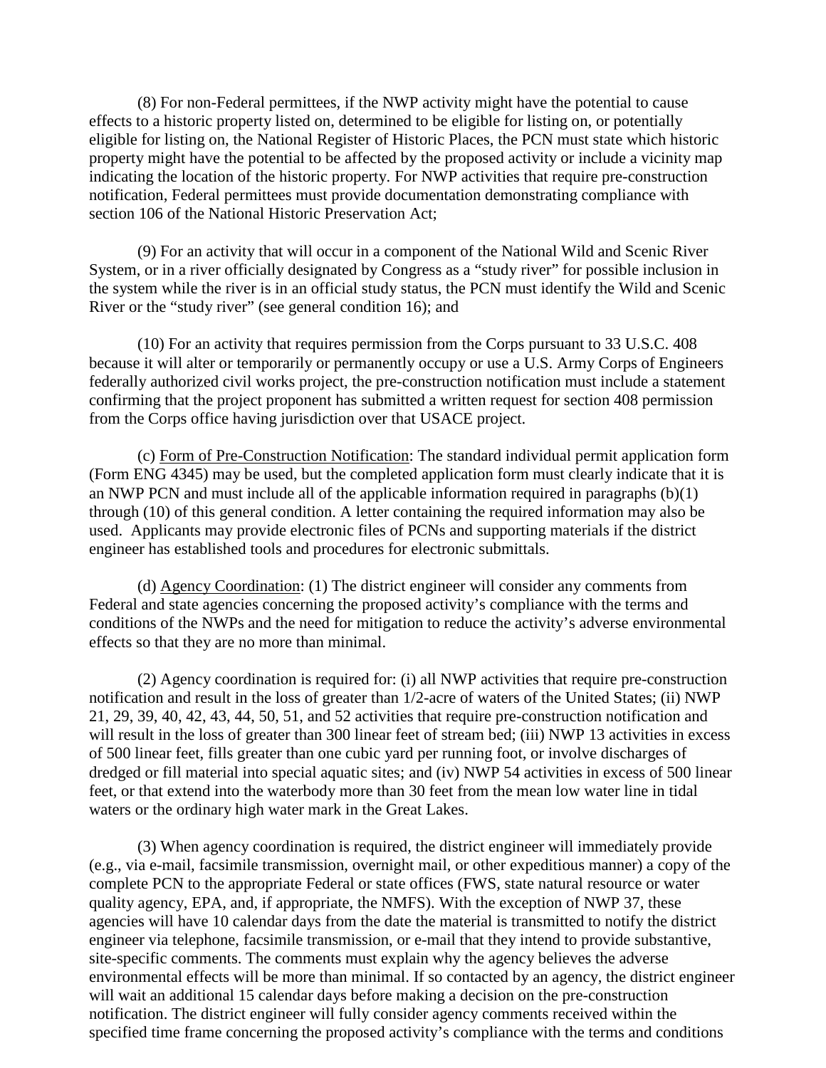(8) For non-Federal permittees, if the NWP activity might have the potential to cause effects to a historic property listed on, determined to be eligible for listing on, or potentially eligible for listing on, the National Register of Historic Places, the PCN must state which historic property might have the potential to be affected by the proposed activity or include a vicinity map indicating the location of the historic property. For NWP activities that require pre-construction notification, Federal permittees must provide documentation demonstrating compliance with section 106 of the National Historic Preservation Act;

(9) For an activity that will occur in a component of the National Wild and Scenic River System, or in a river officially designated by Congress as a "study river" for possible inclusion in the system while the river is in an official study status, the PCN must identify the Wild and Scenic River or the "study river" (see general condition 16); and

(10) For an activity that requires permission from the Corps pursuant to 33 U.S.C. 408 because it will alter or temporarily or permanently occupy or use a U.S. Army Corps of Engineers federally authorized civil works project, the pre-construction notification must include a statement confirming that the project proponent has submitted a written request for section 408 permission from the Corps office having jurisdiction over that USACE project.

(c) Form of Pre-Construction Notification: The standard individual permit application form (Form ENG 4345) may be used, but the completed application form must clearly indicate that it is an NWP PCN and must include all of the applicable information required in paragraphs (b)(1) through (10) of this general condition. A letter containing the required information may also be used. Applicants may provide electronic files of PCNs and supporting materials if the district engineer has established tools and procedures for electronic submittals.

(d) Agency Coordination: (1) The district engineer will consider any comments from Federal and state agencies concerning the proposed activity's compliance with the terms and conditions of the NWPs and the need for mitigation to reduce the activity's adverse environmental effects so that they are no more than minimal.

(2) Agency coordination is required for: (i) all NWP activities that require pre-construction notification and result in the loss of greater than 1/2-acre of waters of the United States; (ii) NWP 21, 29, 39, 40, 42, 43, 44, 50, 51, and 52 activities that require pre-construction notification and will result in the loss of greater than 300 linear feet of stream bed; (iii) NWP 13 activities in excess of 500 linear feet, fills greater than one cubic yard per running foot, or involve discharges of dredged or fill material into special aquatic sites; and (iv) NWP 54 activities in excess of 500 linear feet, or that extend into the waterbody more than 30 feet from the mean low water line in tidal waters or the ordinary high water mark in the Great Lakes.

(3) When agency coordination is required, the district engineer will immediately provide (e.g., via e-mail, facsimile transmission, overnight mail, or other expeditious manner) a copy of the complete PCN to the appropriate Federal or state offices (FWS, state natural resource or water quality agency, EPA, and, if appropriate, the NMFS). With the exception of NWP 37, these agencies will have 10 calendar days from the date the material is transmitted to notify the district engineer via telephone, facsimile transmission, or e-mail that they intend to provide substantive, site-specific comments. The comments must explain why the agency believes the adverse environmental effects will be more than minimal. If so contacted by an agency, the district engineer will wait an additional 15 calendar days before making a decision on the pre-construction notification. The district engineer will fully consider agency comments received within the specified time frame concerning the proposed activity's compliance with the terms and conditions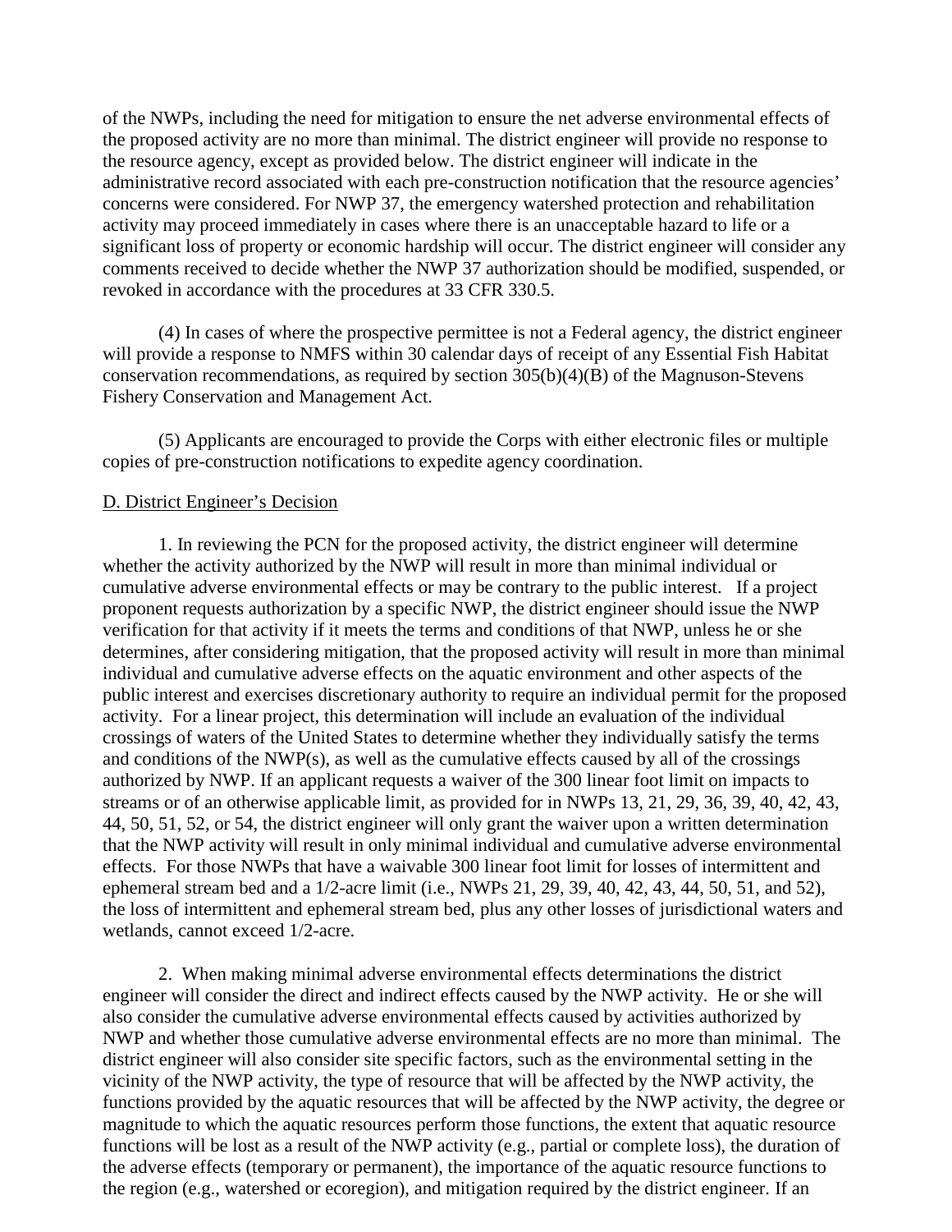of the NWPs, including the need for mitigation to ensure the net adverse environmental effects of the proposed activity are no more than minimal. The district engineer will provide no response to the resource agency, except as provided below. The district engineer will indicate in the administrative record associated with each pre-construction notification that the resource agencies' concerns were considered. For NWP 37, the emergency watershed protection and rehabilitation activity may proceed immediately in cases where there is an unacceptable hazard to life or a significant loss of property or economic hardship will occur. The district engineer will consider any comments received to decide whether the NWP 37 authorization should be modified, suspended, or revoked in accordance with the procedures at 33 CFR 330.5.

(4) In cases of where the prospective permittee is not a Federal agency, the district engineer will provide a response to NMFS within 30 calendar days of receipt of any Essential Fish Habitat conservation recommendations, as required by section 305(b)(4)(B) of the Magnuson-Stevens Fishery Conservation and Management Act.

(5) Applicants are encouraged to provide the Corps with either electronic files or multiple copies of pre-construction notifications to expedite agency coordination.

D. District Engineer's Decision

1. In reviewing the PCN for the proposed activity, the district engineer will determine whether the activity authorized by the NWP will result in more than minimal individual or cumulative adverse environmental effects or may be contrary to the public interest. If a project proponent requests authorization by a specific NWP, the district engineer should issue the NWP verification for that activity if it meets the terms and conditions of that NWP, unless he or she determines, after considering mitigation, that the proposed activity will result in more than minimal individual and cumulative adverse effects on the aquatic environment and other aspects of the public interest and exercises discretionary authority to require an individual permit for the proposed activity. For a linear project, this determination will include an evaluation of the individual crossings of waters of the United States to determine whether they individually satisfy the terms and conditions of the NWP(s), as well as the cumulative effects caused by all of the crossings authorized by NWP. If an applicant requests a waiver of the 300 linear foot limit on impacts to streams or of an otherwise applicable limit, as provided for in NWPs 13, 21, 29, 36, 39, 40, 42, 43, 44, 50, 51, 52, or 54, the district engineer will only grant the waiver upon a written determination that the NWP activity will result in only minimal individual and cumulative adverse environmental effects. For those NWPs that have a waivable 300 linear foot limit for losses of intermittent and ephemeral stream bed and a 1/2-acre limit (i.e., NWPs 21, 29, 39, 40, 42, 43, 44, 50, 51, and 52), the loss of intermittent and ephemeral stream bed, plus any other losses of jurisdictional waters and wetlands, cannot exceed 1/2-acre.

2. When making minimal adverse environmental effects determinations the district engineer will consider the direct and indirect effects caused by the NWP activity. He or she will also consider the cumulative adverse environmental effects caused by activities authorized by NWP and whether those cumulative adverse environmental effects are no more than minimal. The district engineer will also consider site specific factors, such as the environmental setting in the vicinity of the NWP activity, the type of resource that will be affected by the NWP activity, the functions provided by the aquatic resources that will be affected by the NWP activity, the degree or magnitude to which the aquatic resources perform those functions, the extent that aquatic resource functions will be lost as a result of the NWP activity (e.g., partial or complete loss), the duration of the adverse effects (temporary or permanent), the importance of the aquatic resource functions to the region (e.g., watershed or ecoregion), and mitigation required by the district engineer. If an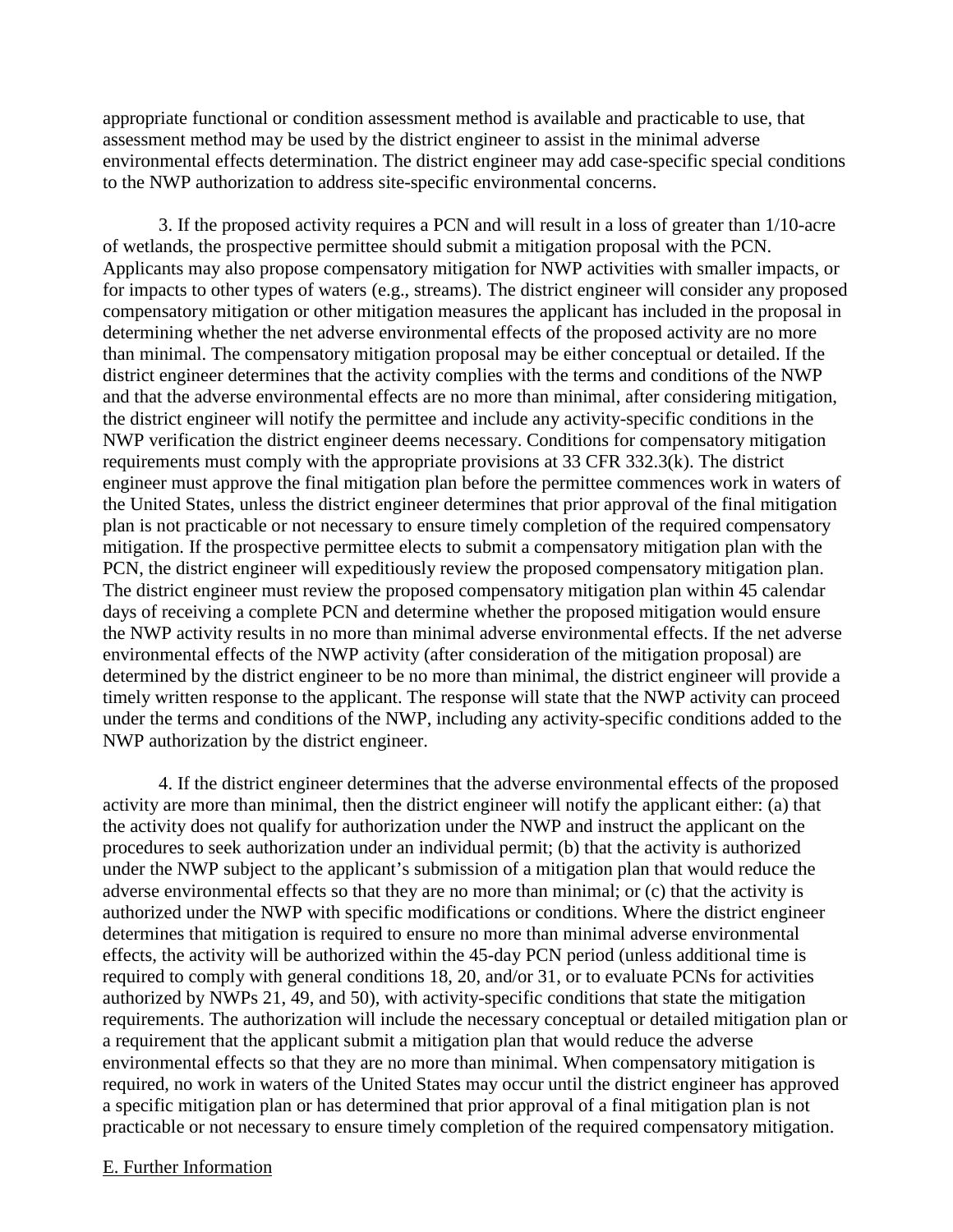appropriate functional or condition assessment method is available and practicable to use, that assessment method may be used by the district engineer to assist in the minimal adverse environmental effects determination. The district engineer may add case-specific special conditions to the NWP authorization to address site-specific environmental concerns.

3. If the proposed activity requires a PCN and will result in a loss of greater than 1/10-acre of wetlands, the prospective permittee should submit a mitigation proposal with the PCN. Applicants may also propose compensatory mitigation for NWP activities with smaller impacts, or for impacts to other types of waters (e.g., streams). The district engineer will consider any proposed compensatory mitigation or other mitigation measures the applicant has included in the proposal in determining whether the net adverse environmental effects of the proposed activity are no more than minimal. The compensatory mitigation proposal may be either conceptual or detailed. If the district engineer determines that the activity complies with the terms and conditions of the NWP and that the adverse environmental effects are no more than minimal, after considering mitigation, the district engineer will notify the permittee and include any activity-specific conditions in the NWP verification the district engineer deems necessary. Conditions for compensatory mitigation requirements must comply with the appropriate provisions at 33 CFR 332.3(k). The district engineer must approve the final mitigation plan before the permittee commences work in waters of the United States, unless the district engineer determines that prior approval of the final mitigation plan is not practicable or not necessary to ensure timely completion of the required compensatory mitigation. If the prospective permittee elects to submit a compensatory mitigation plan with the PCN, the district engineer will expeditiously review the proposed compensatory mitigation plan. The district engineer must review the proposed compensatory mitigation plan within 45 calendar days of receiving a complete PCN and determine whether the proposed mitigation would ensure the NWP activity results in no more than minimal adverse environmental effects. If the net adverse environmental effects of the NWP activity (after consideration of the mitigation proposal) are determined by the district engineer to be no more than minimal, the district engineer will provide a timely written response to the applicant. The response will state that the NWP activity can proceed under the terms and conditions of the NWP, including any activity-specific conditions added to the NWP authorization by the district engineer.

4. If the district engineer determines that the adverse environmental effects of the proposed activity are more than minimal, then the district engineer will notify the applicant either: (a) that the activity does not qualify for authorization under the NWP and instruct the applicant on the procedures to seek authorization under an individual permit; (b) that the activity is authorized under the NWP subject to the applicant's submission of a mitigation plan that would reduce the adverse environmental effects so that they are no more than minimal; or (c) that the activity is authorized under the NWP with specific modifications or conditions. Where the district engineer determines that mitigation is required to ensure no more than minimal adverse environmental effects, the activity will be authorized within the 45-day PCN period (unless additional time is required to comply with general conditions 18, 20, and/or 31, or to evaluate PCNs for activities authorized by NWPs 21, 49, and 50), with activity-specific conditions that state the mitigation requirements. The authorization will include the necessary conceptual or detailed mitigation plan or a requirement that the applicant submit a mitigation plan that would reduce the adverse environmental effects so that they are no more than minimal. When compensatory mitigation is required, no work in waters of the United States may occur until the district engineer has approved a specific mitigation plan or has determined that prior approval of a final mitigation plan is not practicable or not necessary to ensure timely completion of the required compensatory mitigation.

## E. Further Information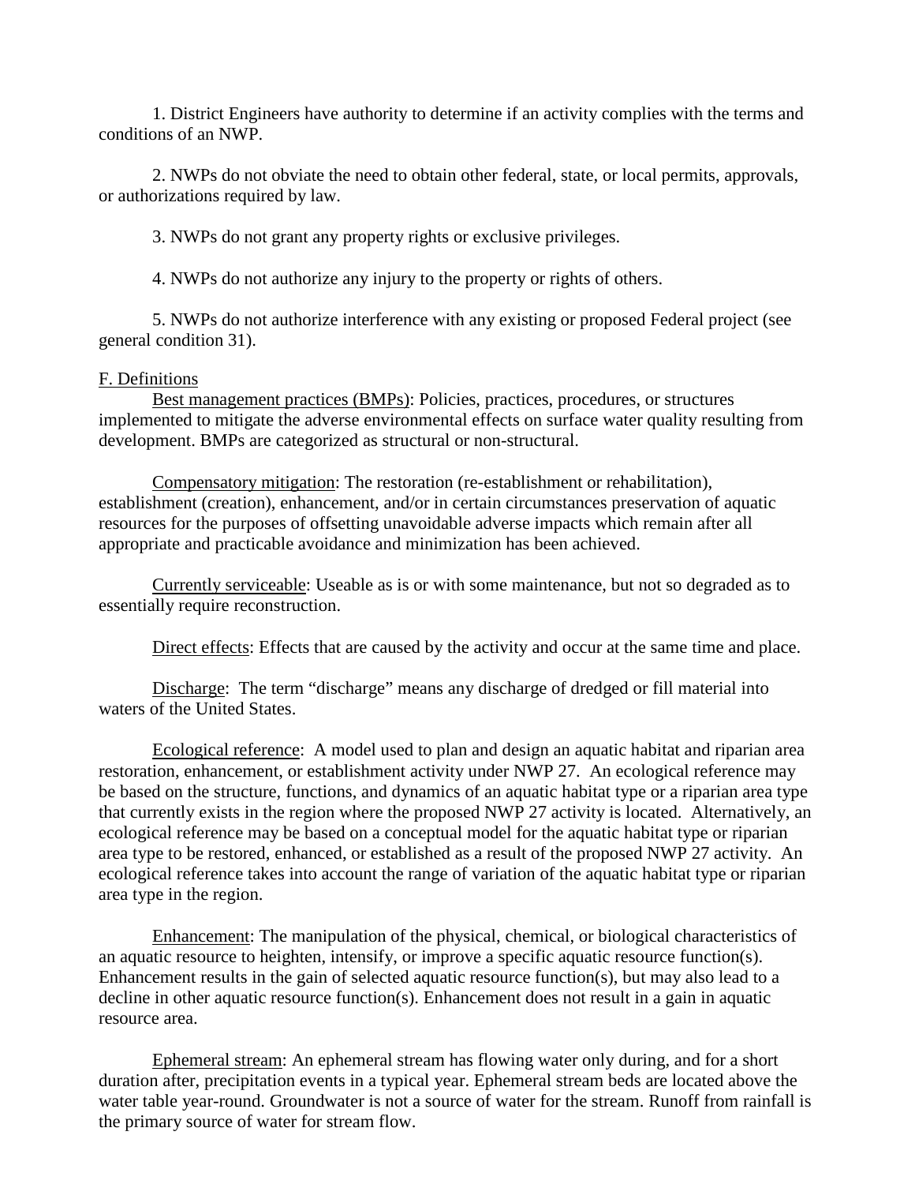1. District Engineers have authority to determine if an activity complies with the terms and conditions of an NWP.

2. NWPs do not obviate the need to obtain other federal, state, or local permits, approvals, or authorizations required by law.

3. NWPs do not grant any property rights or exclusive privileges.

4. NWPs do not authorize any injury to the property or rights of others.

5. NWPs do not authorize interference with any existing or proposed Federal project (see general condition 31).

## F. Definitions

Best management practices (BMPs): Policies, practices, procedures, or structures implemented to mitigate the adverse environmental effects on surface water quality resulting from development. BMPs are categorized as structural or non-structural.

Compensatory mitigation: The restoration (re-establishment or rehabilitation), establishment (creation), enhancement, and/or in certain circumstances preservation of aquatic resources for the purposes of offsetting unavoidable adverse impacts which remain after all appropriate and practicable avoidance and minimization has been achieved.

Currently serviceable: Useable as is or with some maintenance, but not so degraded as to essentially require reconstruction.

Direct effects: Effects that are caused by the activity and occur at the same time and place.

Discharge: The term "discharge" means any discharge of dredged or fill material into waters of the United States.

Ecological reference: A model used to plan and design an aquatic habitat and riparian area restoration, enhancement, or establishment activity under NWP 27. An ecological reference may be based on the structure, functions, and dynamics of an aquatic habitat type or a riparian area type that currently exists in the region where the proposed NWP 27 activity is located. Alternatively, an ecological reference may be based on a conceptual model for the aquatic habitat type or riparian area type to be restored, enhanced, or established as a result of the proposed NWP 27 activity. An ecological reference takes into account the range of variation of the aquatic habitat type or riparian area type in the region.

Enhancement: The manipulation of the physical, chemical, or biological characteristics of an aquatic resource to heighten, intensify, or improve a specific aquatic resource function(s). Enhancement results in the gain of selected aquatic resource function(s), but may also lead to a decline in other aquatic resource function(s). Enhancement does not result in a gain in aquatic resource area.

Ephemeral stream: An ephemeral stream has flowing water only during, and for a short duration after, precipitation events in a typical year. Ephemeral stream beds are located above the water table year-round. Groundwater is not a source of water for the stream. Runoff from rainfall is the primary source of water for stream flow.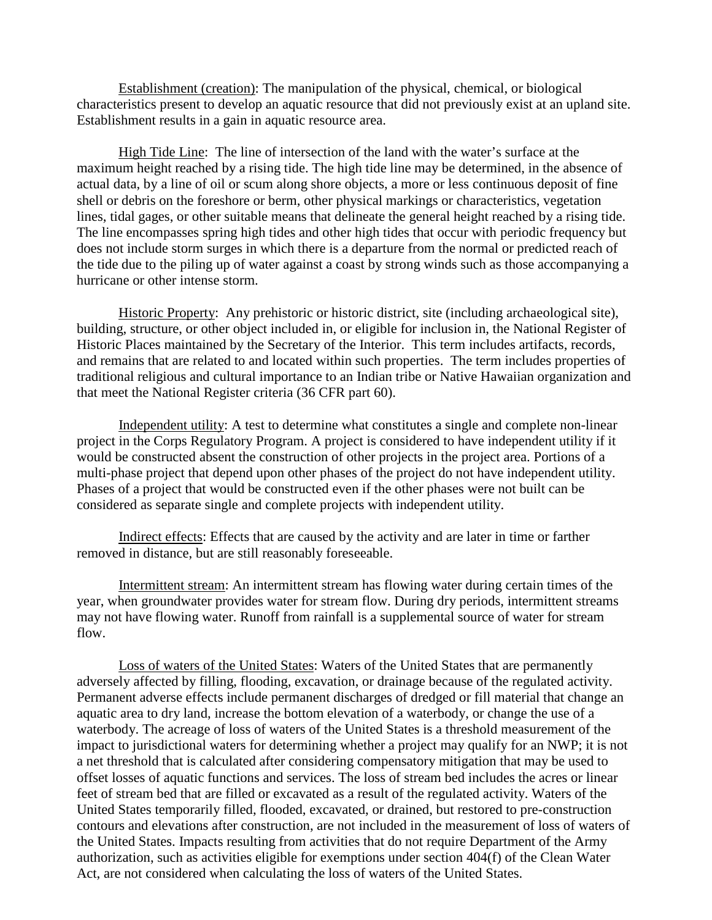Establishment (creation): The manipulation of the physical, chemical, or biological characteristics present to develop an aquatic resource that did not previously exist at an upland site. Establishment results in a gain in aquatic resource area.

High Tide Line: The line of intersection of the land with the water's surface at the maximum height reached by a rising tide. The high tide line may be determined, in the absence of actual data, by a line of oil or scum along shore objects, a more or less continuous deposit of fine shell or debris on the foreshore or berm, other physical markings or characteristics, vegetation lines, tidal gages, or other suitable means that delineate the general height reached by a rising tide. The line encompasses spring high tides and other high tides that occur with periodic frequency but does not include storm surges in which there is a departure from the normal or predicted reach of the tide due to the piling up of water against a coast by strong winds such as those accompanying a hurricane or other intense storm.

Historic Property: Any prehistoric or historic district, site (including archaeological site), building, structure, or other object included in, or eligible for inclusion in, the National Register of Historic Places maintained by the Secretary of the Interior. This term includes artifacts, records, and remains that are related to and located within such properties. The term includes properties of traditional religious and cultural importance to an Indian tribe or Native Hawaiian organization and that meet the National Register criteria (36 CFR part 60).

Independent utility: A test to determine what constitutes a single and complete non-linear project in the Corps Regulatory Program. A project is considered to have independent utility if it would be constructed absent the construction of other projects in the project area. Portions of a multi-phase project that depend upon other phases of the project do not have independent utility. Phases of a project that would be constructed even if the other phases were not built can be considered as separate single and complete projects with independent utility.

Indirect effects: Effects that are caused by the activity and are later in time or farther removed in distance, but are still reasonably foreseeable.

Intermittent stream: An intermittent stream has flowing water during certain times of the year, when groundwater provides water for stream flow. During dry periods, intermittent streams may not have flowing water. Runoff from rainfall is a supplemental source of water for stream flow.

Loss of waters of the United States: Waters of the United States that are permanently adversely affected by filling, flooding, excavation, or drainage because of the regulated activity. Permanent adverse effects include permanent discharges of dredged or fill material that change an aquatic area to dry land, increase the bottom elevation of a waterbody, or change the use of a waterbody. The acreage of loss of waters of the United States is a threshold measurement of the impact to jurisdictional waters for determining whether a project may qualify for an NWP; it is not a net threshold that is calculated after considering compensatory mitigation that may be used to offset losses of aquatic functions and services. The loss of stream bed includes the acres or linear feet of stream bed that are filled or excavated as a result of the regulated activity. Waters of the United States temporarily filled, flooded, excavated, or drained, but restored to pre-construction contours and elevations after construction, are not included in the measurement of loss of waters of the United States. Impacts resulting from activities that do not require Department of the Army authorization, such as activities eligible for exemptions under section 404(f) of the Clean Water Act, are not considered when calculating the loss of waters of the United States.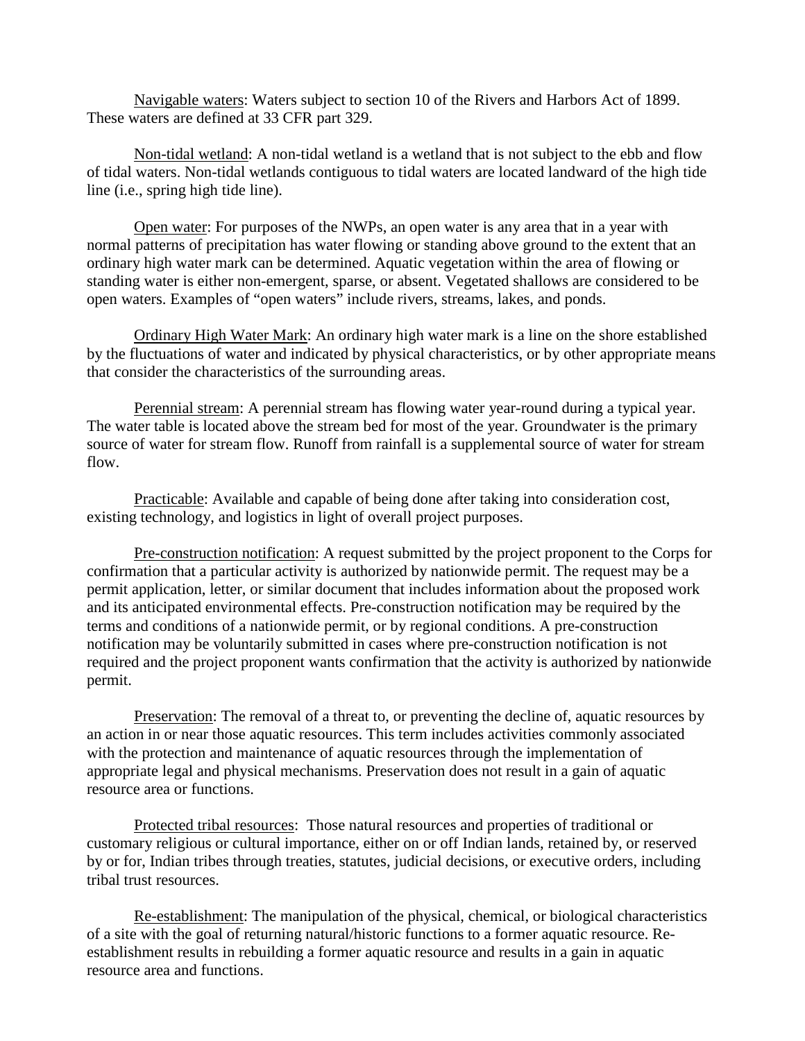Navigable waters: Waters subject to section 10 of the Rivers and Harbors Act of 1899. These waters are defined at 33 CFR part 329.

Non-tidal wetland: A non-tidal wetland is a wetland that is not subject to the ebb and flow of tidal waters. Non-tidal wetlands contiguous to tidal waters are located landward of the high tide line (i.e., spring high tide line).

Open water: For purposes of the NWPs, an open water is any area that in a year with normal patterns of precipitation has water flowing or standing above ground to the extent that an ordinary high water mark can be determined. Aquatic vegetation within the area of flowing or standing water is either non-emergent, sparse, or absent. Vegetated shallows are considered to be open waters. Examples of "open waters" include rivers, streams, lakes, and ponds.

Ordinary High Water Mark: An ordinary high water mark is a line on the shore established by the fluctuations of water and indicated by physical characteristics, or by other appropriate means that consider the characteristics of the surrounding areas.

Perennial stream: A perennial stream has flowing water year-round during a typical year. The water table is located above the stream bed for most of the year. Groundwater is the primary source of water for stream flow. Runoff from rainfall is a supplemental source of water for stream flow.

Practicable: Available and capable of being done after taking into consideration cost, existing technology, and logistics in light of overall project purposes.

Pre-construction notification: A request submitted by the project proponent to the Corps for confirmation that a particular activity is authorized by nationwide permit. The request may be a permit application, letter, or similar document that includes information about the proposed work and its anticipated environmental effects. Pre-construction notification may be required by the terms and conditions of a nationwide permit, or by regional conditions. A pre-construction notification may be voluntarily submitted in cases where pre-construction notification is not required and the project proponent wants confirmation that the activity is authorized by nationwide permit.

Preservation: The removal of a threat to, or preventing the decline of, aquatic resources by an action in or near those aquatic resources. This term includes activities commonly associated with the protection and maintenance of aquatic resources through the implementation of appropriate legal and physical mechanisms. Preservation does not result in a gain of aquatic resource area or functions.

Protected tribal resources: Those natural resources and properties of traditional or customary religious or cultural importance, either on or off Indian lands, retained by, or reserved by or for, Indian tribes through treaties, statutes, judicial decisions, or executive orders, including tribal trust resources.

Re-establishment: The manipulation of the physical, chemical, or biological characteristics of a site with the goal of returning natural/historic functions to a former aquatic resource. Re-establishment results in rebuilding a former aquatic resource and results in a gain in aquatic resource area and functions.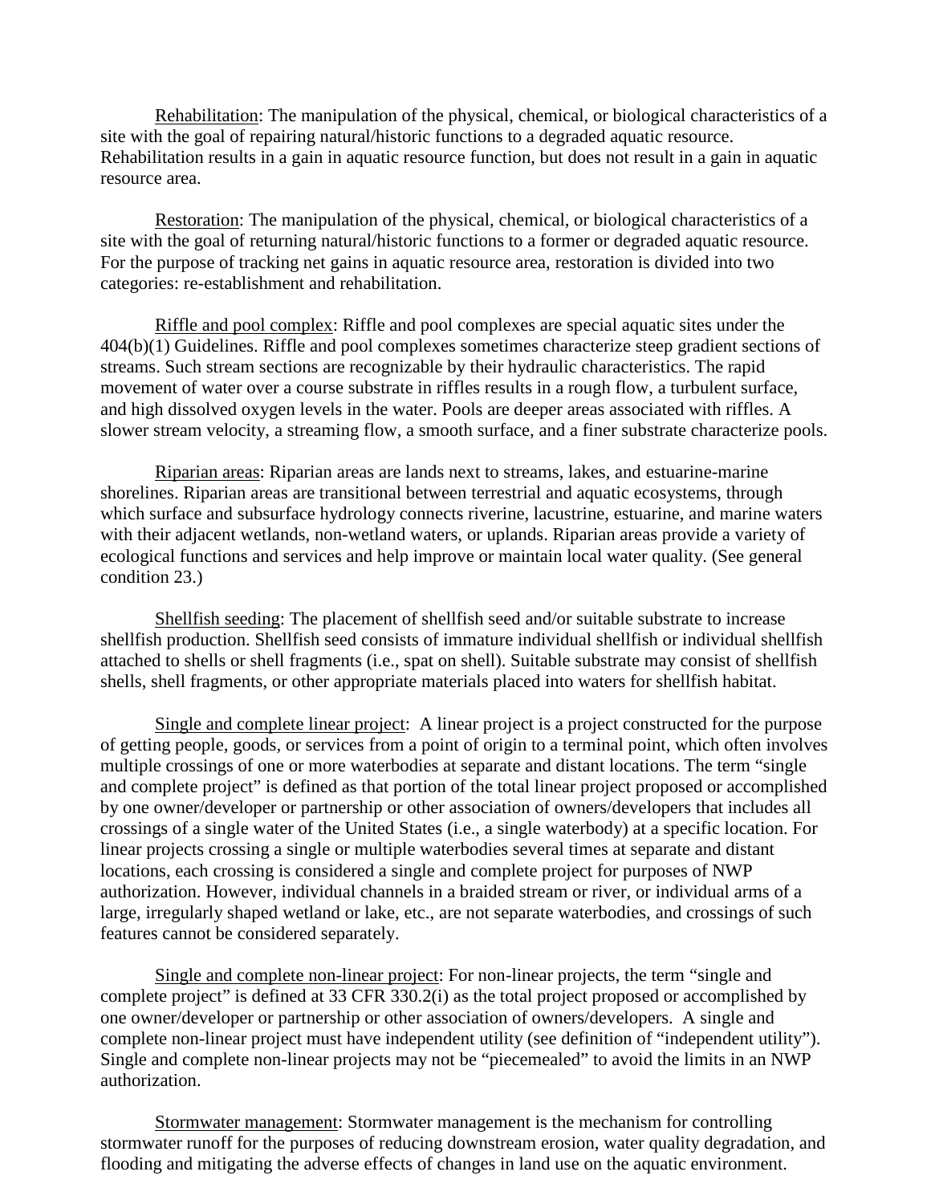Rehabilitation: The manipulation of the physical, chemical, or biological characteristics of a site with the goal of repairing natural/historic functions to a degraded aquatic resource. Rehabilitation results in a gain in aquatic resource function, but does not result in a gain in aquatic resource area.

Restoration: The manipulation of the physical, chemical, or biological characteristics of a site with the goal of returning natural/historic functions to a former or degraded aquatic resource. For the purpose of tracking net gains in aquatic resource area, restoration is divided into two categories: re-establishment and rehabilitation.

Riffle and pool complex: Riffle and pool complexes are special aquatic sites under the 404(b)(1) Guidelines. Riffle and pool complexes sometimes characterize steep gradient sections of streams. Such stream sections are recognizable by their hydraulic characteristics. The rapid movement of water over a course substrate in riffles results in a rough flow, a turbulent surface, and high dissolved oxygen levels in the water. Pools are deeper areas associated with riffles. A slower stream velocity, a streaming flow, a smooth surface, and a finer substrate characterize pools.

Riparian areas: Riparian areas are lands next to streams, lakes, and estuarine-marine shorelines. Riparian areas are transitional between terrestrial and aquatic ecosystems, through which surface and subsurface hydrology connects riverine, lacustrine, estuarine, and marine waters with their adjacent wetlands, non-wetland waters, or uplands. Riparian areas provide a variety of ecological functions and services and help improve or maintain local water quality. (See general condition 23.)

Shellfish seeding: The placement of shellfish seed and/or suitable substrate to increase shellfish production. Shellfish seed consists of immature individual shellfish or individual shellfish attached to shells or shell fragments (i.e., spat on shell). Suitable substrate may consist of shellfish shells, shell fragments, or other appropriate materials placed into waters for shellfish habitat.

Single and complete linear project: A linear project is a project constructed for the purpose of getting people, goods, or services from a point of origin to a terminal point, which often involves multiple crossings of one or more waterbodies at separate and distant locations. The term "single and complete project" is defined as that portion of the total linear project proposed or accomplished by one owner/developer or partnership or other association of owners/developers that includes all crossings of a single water of the United States (i.e., a single waterbody) at a specific location. For linear projects crossing a single or multiple waterbodies several times at separate and distant locations, each crossing is considered a single and complete project for purposes of NWP authorization. However, individual channels in a braided stream or river, or individual arms of a large, irregularly shaped wetland or lake, etc., are not separate waterbodies, and crossings of such features cannot be considered separately.

Single and complete non-linear project: For non-linear projects, the term "single and complete project" is defined at 33 CFR 330.2(i) as the total project proposed or accomplished by one owner/developer or partnership or other association of owners/developers. A single and complete non-linear project must have independent utility (see definition of "independent utility"). Single and complete non-linear projects may not be "piecemealed" to avoid the limits in an NWP authorization.

Stormwater management: Stormwater management is the mechanism for controlling stormwater runoff for the purposes of reducing downstream erosion, water quality degradation, and flooding and mitigating the adverse effects of changes in land use on the aquatic environment.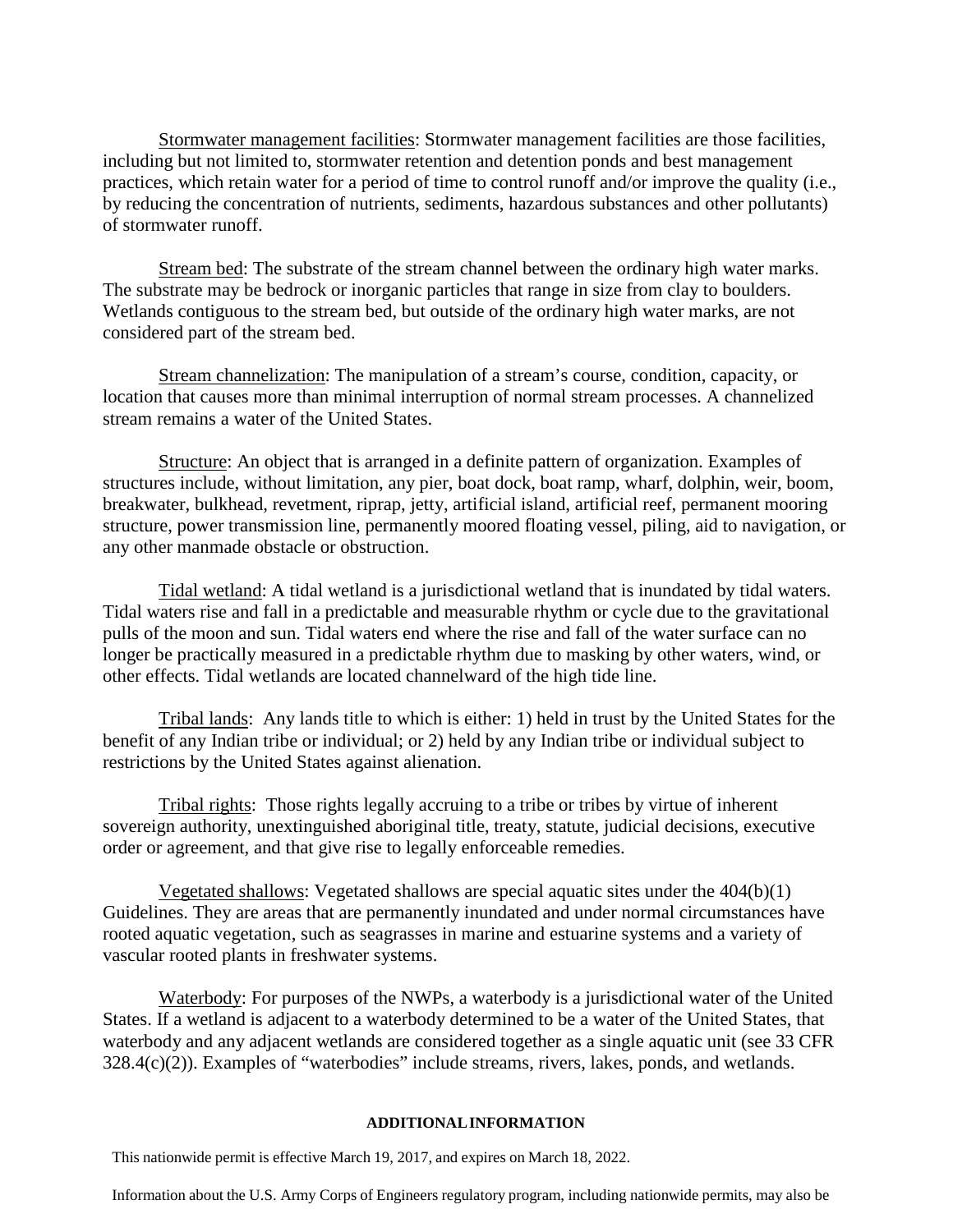Stormwater management facilities: Stormwater management facilities are those facilities, including but not limited to, stormwater retention and detention ponds and best management practices, which retain water for a period of time to control runoff and/or improve the quality (i.e., by reducing the concentration of nutrients, sediments, hazardous substances and other pollutants) of stormwater runoff.

Stream bed: The substrate of the stream channel between the ordinary high water marks. The substrate may be bedrock or inorganic particles that range in size from clay to boulders. Wetlands contiguous to the stream bed, but outside of the ordinary high water marks, are not considered part of the stream bed.

Stream channelization: The manipulation of a stream's course, condition, capacity, or location that causes more than minimal interruption of normal stream processes. A channelized stream remains a water of the United States.

Structure: An object that is arranged in a definite pattern of organization. Examples of structures include, without limitation, any pier, boat dock, boat ramp, wharf, dolphin, weir, boom, breakwater, bulkhead, revetment, riprap, jetty, artificial island, artificial reef, permanent mooring structure, power transmission line, permanently moored floating vessel, piling, aid to navigation, or any other manmade obstacle or obstruction.

Tidal wetland: A tidal wetland is a jurisdictional wetland that is inundated by tidal waters. Tidal waters rise and fall in a predictable and measurable rhythm or cycle due to the gravitational pulls of the moon and sun. Tidal waters end where the rise and fall of the water surface can no longer be practically measured in a predictable rhythm due to masking by other waters, wind, or other effects. Tidal wetlands are located channelward of the high tide line.

Tribal lands: Any lands title to which is either: 1) held in trust by the United States for the benefit of any Indian tribe or individual; or 2) held by any Indian tribe or individual subject to restrictions by the United States against alienation.

Tribal rights: Those rights legally accruing to a tribe or tribes by virtue of inherent sovereign authority, unextinguished aboriginal title, treaty, statute, judicial decisions, executive order or agreement, and that give rise to legally enforceable remedies.

Vegetated shallows: Vegetated shallows are special aquatic sites under the 404(b)(1) Guidelines. They are areas that are permanently inundated and under normal circumstances have rooted aquatic vegetation, such as seagrasses in marine and estuarine systems and a variety of vascular rooted plants in freshwater systems.

Waterbody: For purposes of the NWPs, a waterbody is a jurisdictional water of the United States. If a wetland is adjacent to a waterbody determined to be a water of the United States, that waterbody and any adjacent wetlands are considered together as a single aquatic unit (see 33 CFR 328.4(c)(2)). Examples of "waterbodies" include streams, rivers, lakes, ponds, and wetlands.

## ADDITIONAL INFORMATION

This nationwide permit is effective March 19, 2017, and expires on March 18, 2022.

Information about the U.S. Army Corps of Engineers regulatory program, including nationwide permits, may also be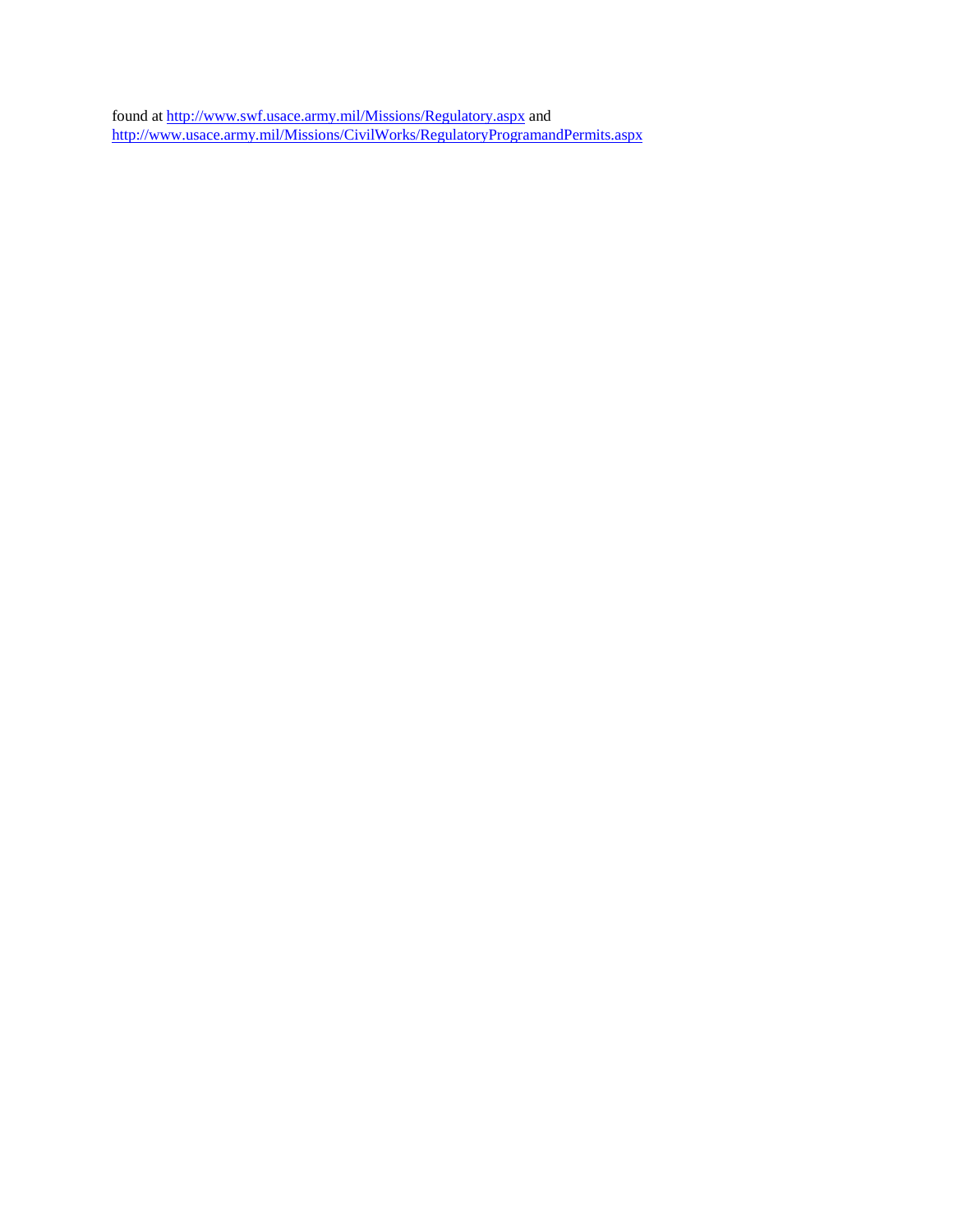found at http://www.swf.usace.army.mil/Missions/Regulatory.aspx and http://www.usace.army.mil/Missions/CivilWorks/RegulatoryProgramandPermits.aspx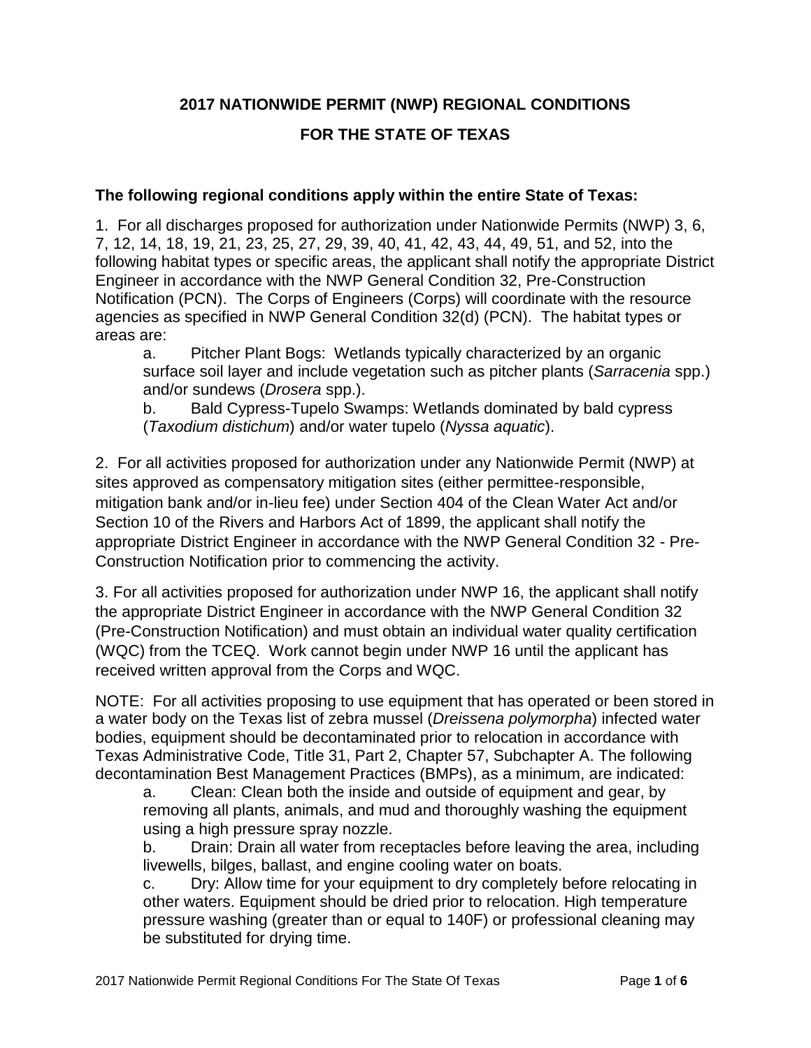# 2017 NATIONWIDE PERMIT (NWP) REGIONAL CONDITIONS

# FOR THE STATE OF TEXAS

**The following regional conditions apply within the entire State of Texas:**

1. For all discharges proposed for authorization under Nationwide Permits (NWP) 3, 6, 7, 12, 14, 18, 19, 21, 23, 25, 27, 29, 39, 40, 41, 42, 43, 44, 49, 51, and 52, into the following habitat types or specific areas, the applicant shall notify the appropriate District Engineer in accordance with the NWP General Condition 32, Pre-Construction Notification (PCN). The Corps of Engineers (Corps) will coordinate with the resource agencies as specified in NWP General Condition 32(d) (PCN). The habitat types or areas are:

   a. Pitcher Plant Bogs: Wetlands typically characterized by an organic surface soil layer and include vegetation such as pitcher plants (*Sarracenia* spp.) and/or sundews (*Drosera* spp.).

   b. Bald Cypress-Tupelo Swamps: Wetlands dominated by bald cypress (*Taxodium distichum*) and/or water tupelo (*Nyssa aquatic*).

2. For all activities proposed for authorization under any Nationwide Permit (NWP) at sites approved as compensatory mitigation sites (either permittee-responsible, mitigation bank and/or in-lieu fee) under Section 404 of the Clean Water Act and/or Section 10 of the Rivers and Harbors Act of 1899, the applicant shall notify the appropriate District Engineer in accordance with the NWP General Condition 32 - Pre-Construction Notification prior to commencing the activity.

3. For all activities proposed for authorization under NWP 16, the applicant shall notify the appropriate District Engineer in accordance with the NWP General Condition 32 (Pre-Construction Notification) and must obtain an individual water quality certification (WQC) from the TCEQ. Work cannot begin under NWP 16 until the applicant has received written approval from the Corps and WQC.

NOTE: For all activities proposing to use equipment that has operated or been stored in a water body on the Texas list of zebra mussel (*Dreissena polymorpha*) infected water bodies, equipment should be decontaminated prior to relocation in accordance with Texas Administrative Code, Title 31, Part 2, Chapter 57, Subchapter A. The following decontamination Best Management Practices (BMPs), as a minimum, are indicated:

   a. Clean: Clean both the inside and outside of equipment and gear, by removing all plants, animals, and mud and thoroughly washing the equipment using a high pressure spray nozzle.

   b. Drain: Drain all water from receptacles before leaving the area, including livewells, bilges, ballast, and engine cooling water on boats.

   c. Dry: Allow time for your equipment to dry completely before relocating in other waters. Equipment should be dried prior to relocation. High temperature pressure washing (greater than or equal to 140F) or professional cleaning may be substituted for drying time.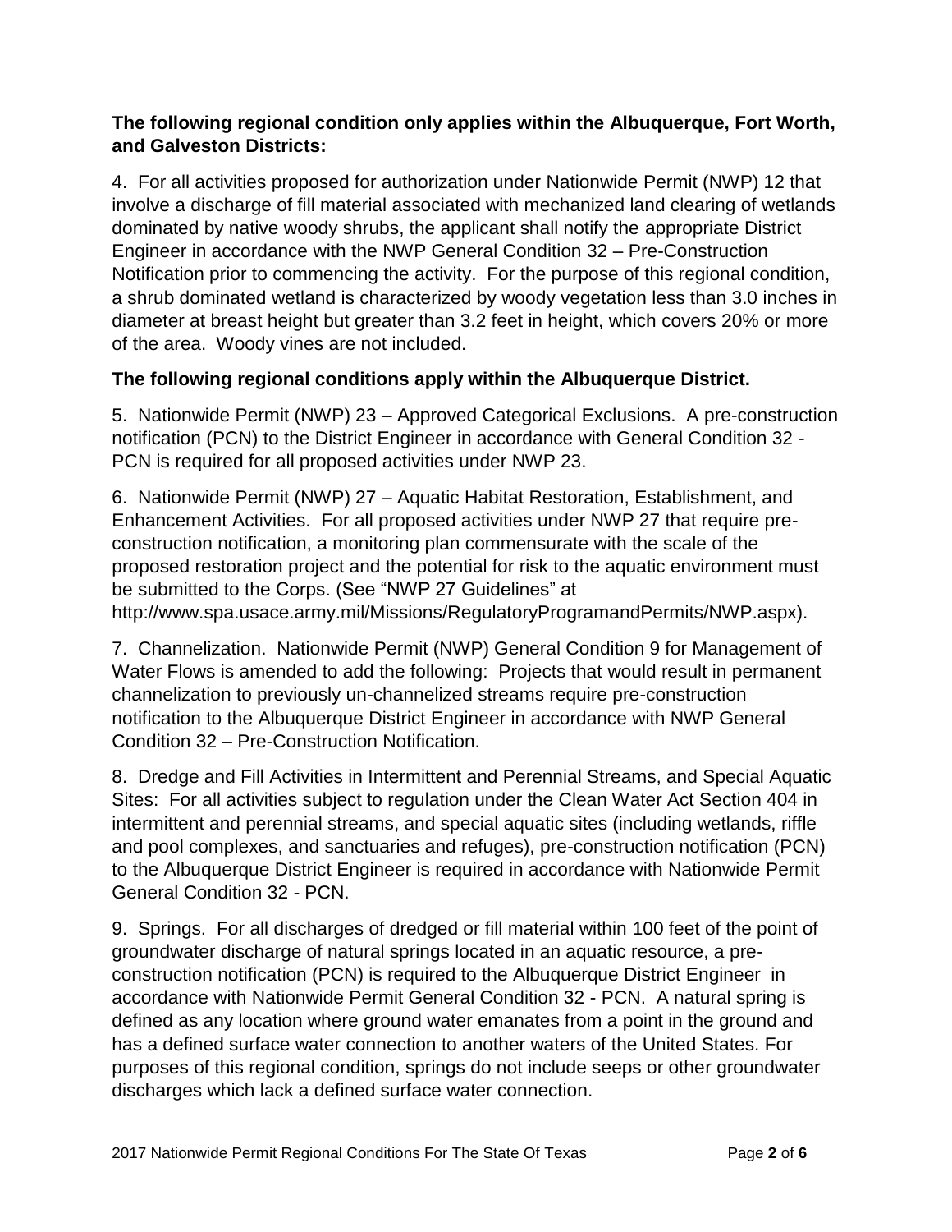**The following regional condition only applies within the Albuquerque, Fort Worth, and Galveston Districts:**

4. For all activities proposed for authorization under Nationwide Permit (NWP) 12 that involve a discharge of fill material associated with mechanized land clearing of wetlands dominated by native woody shrubs, the applicant shall notify the appropriate District Engineer in accordance with the NWP General Condition 32 – Pre-Construction Notification prior to commencing the activity. For the purpose of this regional condition, a shrub dominated wetland is characterized by woody vegetation less than 3.0 inches in diameter at breast height but greater than 3.2 feet in height, which covers 20% or more of the area. Woody vines are not included.

**The following regional conditions apply within the Albuquerque District.**

5. Nationwide Permit (NWP) 23 – Approved Categorical Exclusions. A pre-construction notification (PCN) to the District Engineer in accordance with General Condition 32 - PCN is required for all proposed activities under NWP 23.

6. Nationwide Permit (NWP) 27 – Aquatic Habitat Restoration, Establishment, and Enhancement Activities. For all proposed activities under NWP 27 that require pre-construction notification, a monitoring plan commensurate with the scale of the proposed restoration project and the potential for risk to the aquatic environment must be submitted to the Corps. (See "NWP 27 Guidelines" at http://www.spa.usace.army.mil/Missions/RegulatoryProgramandPermits/NWP.aspx).

7. Channelization. Nationwide Permit (NWP) General Condition 9 for Management of Water Flows is amended to add the following: Projects that would result in permanent channelization to previously un-channelized streams require pre-construction notification to the Albuquerque District Engineer in accordance with NWP General Condition 32 – Pre-Construction Notification.

8. Dredge and Fill Activities in Intermittent and Perennial Streams, and Special Aquatic Sites: For all activities subject to regulation under the Clean Water Act Section 404 in intermittent and perennial streams, and special aquatic sites (including wetlands, riffle and pool complexes, and sanctuaries and refuges), pre-construction notification (PCN) to the Albuquerque District Engineer is required in accordance with Nationwide Permit General Condition 32 - PCN.

9. Springs. For all discharges of dredged or fill material within 100 feet of the point of groundwater discharge of natural springs located in an aquatic resource, a pre-construction notification (PCN) is required to the Albuquerque District Engineer in accordance with Nationwide Permit General Condition 32 - PCN. A natural spring is defined as any location where ground water emanates from a point in the ground and has a defined surface water connection to another waters of the United States. For purposes of this regional condition, springs do not include seeps or other groundwater discharges which lack a defined surface water connection.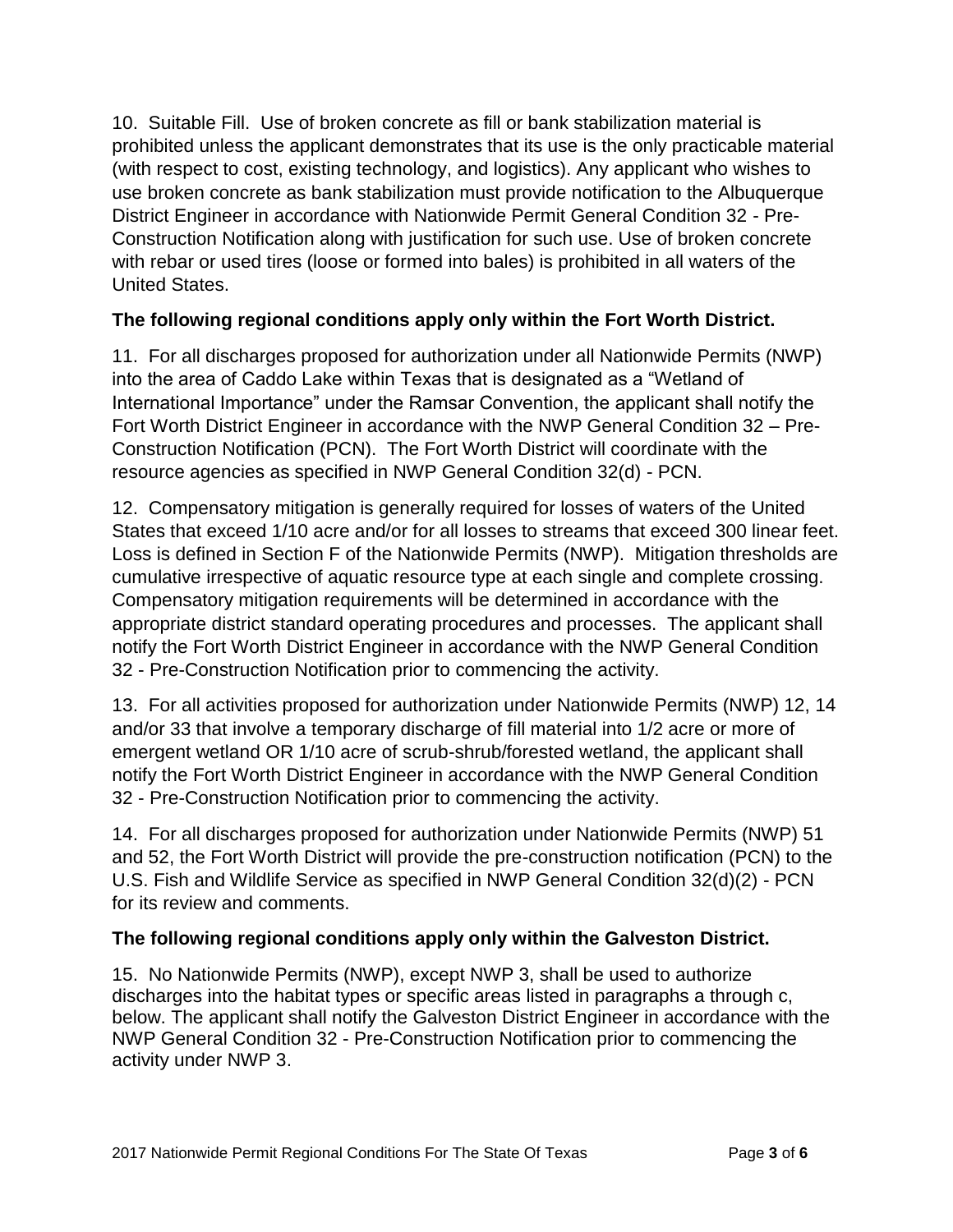10. Suitable Fill. Use of broken concrete as fill or bank stabilization material is prohibited unless the applicant demonstrates that its use is the only practicable material (with respect to cost, existing technology, and logistics). Any applicant who wishes to use broken concrete as bank stabilization must provide notification to the Albuquerque District Engineer in accordance with Nationwide Permit General Condition 32 - Pre-Construction Notification along with justification for such use. Use of broken concrete with rebar or used tires (loose or formed into bales) is prohibited in all waters of the United States.

**The following regional conditions apply only within the Fort Worth District.**

11. For all discharges proposed for authorization under all Nationwide Permits (NWP) into the area of Caddo Lake within Texas that is designated as a "Wetland of International Importance" under the Ramsar Convention, the applicant shall notify the Fort Worth District Engineer in accordance with the NWP General Condition 32 – Pre-Construction Notification (PCN). The Fort Worth District will coordinate with the resource agencies as specified in NWP General Condition 32(d) - PCN.

12. Compensatory mitigation is generally required for losses of waters of the United States that exceed 1/10 acre and/or for all losses to streams that exceed 300 linear feet. Loss is defined in Section F of the Nationwide Permits (NWP). Mitigation thresholds are cumulative irrespective of aquatic resource type at each single and complete crossing. Compensatory mitigation requirements will be determined in accordance with the appropriate district standard operating procedures and processes. The applicant shall notify the Fort Worth District Engineer in accordance with the NWP General Condition 32 - Pre-Construction Notification prior to commencing the activity.

13. For all activities proposed for authorization under Nationwide Permits (NWP) 12, 14 and/or 33 that involve a temporary discharge of fill material into 1/2 acre or more of emergent wetland OR 1/10 acre of scrub-shrub/forested wetland, the applicant shall notify the Fort Worth District Engineer in accordance with the NWP General Condition 32 - Pre-Construction Notification prior to commencing the activity.

14. For all discharges proposed for authorization under Nationwide Permits (NWP) 51 and 52, the Fort Worth District will provide the pre-construction notification (PCN) to the U.S. Fish and Wildlife Service as specified in NWP General Condition 32(d)(2) - PCN for its review and comments.

**The following regional conditions apply only within the Galveston District.**

15. No Nationwide Permits (NWP), except NWP 3, shall be used to authorize discharges into the habitat types or specific areas listed in paragraphs a through c, below. The applicant shall notify the Galveston District Engineer in accordance with the NWP General Condition 32 - Pre-Construction Notification prior to commencing the activity under NWP 3.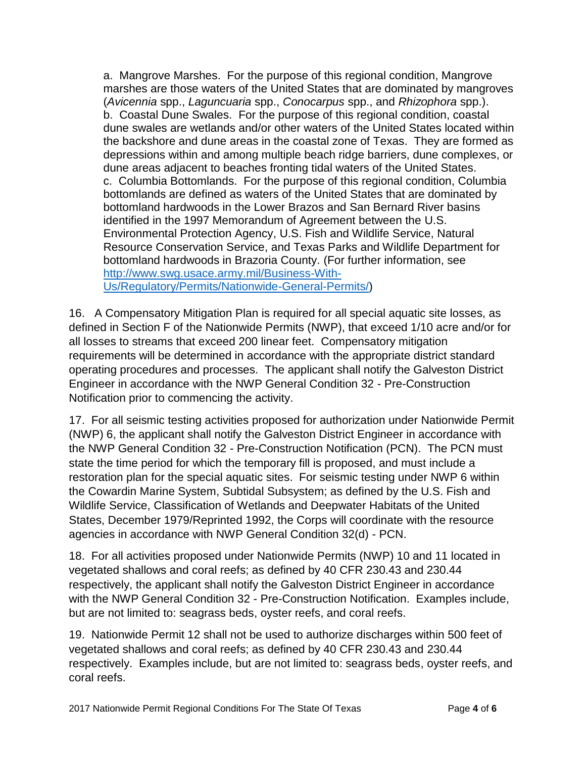a. Mangrove Marshes. For the purpose of this regional condition, Mangrove marshes are those waters of the United States that are dominated by mangroves (*Avicennia* spp., *Laguncuaria* spp., *Conocarpus* spp., and *Rhizophora* spp.).
b. Coastal Dune Swales. For the purpose of this regional condition, coastal dune swales are wetlands and/or other waters of the United States located within the backshore and dune areas in the coastal zone of Texas. They are formed as depressions within and among multiple beach ridge barriers, dune complexes, or dune areas adjacent to beaches fronting tidal waters of the United States.
c. Columbia Bottomlands. For the purpose of this regional condition, Columbia bottomlands are defined as waters of the United States that are dominated by bottomland hardwoods in the Lower Brazos and San Bernard River basins identified in the 1997 Memorandum of Agreement between the U.S. Environmental Protection Agency, U.S. Fish and Wildlife Service, Natural Resource Conservation Service, and Texas Parks and Wildlife Department for bottomland hardwoods in Brazoria County. (For further information, see [http://www.swg.usace.army.mil/Business-With-Us/Regulatory/Permits/Nationwide-General-Permits/](http://www.swg.usace.army.mil/Business-With-Us/Regulatory/Permits/Nationwide-General-Permits/))

16. A Compensatory Mitigation Plan is required for all special aquatic site losses, as defined in Section F of the Nationwide Permits (NWP), that exceed 1/10 acre and/or for all losses to streams that exceed 200 linear feet. Compensatory mitigation requirements will be determined in accordance with the appropriate district standard operating procedures and processes. The applicant shall notify the Galveston District Engineer in accordance with the NWP General Condition 32 - Pre-Construction Notification prior to commencing the activity.

17. For all seismic testing activities proposed for authorization under Nationwide Permit (NWP) 6, the applicant shall notify the Galveston District Engineer in accordance with the NWP General Condition 32 - Pre-Construction Notification (PCN). The PCN must state the time period for which the temporary fill is proposed, and must include a restoration plan for the special aquatic sites. For seismic testing under NWP 6 within the Cowardin Marine System, Subtidal Subsystem; as defined by the U.S. Fish and Wildlife Service, Classification of Wetlands and Deepwater Habitats of the United States, December 1979/Reprinted 1992, the Corps will coordinate with the resource agencies in accordance with NWP General Condition 32(d) - PCN.

18. For all activities proposed under Nationwide Permits (NWP) 10 and 11 located in vegetated shallows and coral reefs; as defined by 40 CFR 230.43 and 230.44 respectively, the applicant shall notify the Galveston District Engineer in accordance with the NWP General Condition 32 - Pre-Construction Notification. Examples include, but are not limited to: seagrass beds, oyster reefs, and coral reefs.

19. Nationwide Permit 12 shall not be used to authorize discharges within 500 feet of vegetated shallows and coral reefs; as defined by 40 CFR 230.43 and 230.44 respectively. Examples include, but are not limited to: seagrass beds, oyster reefs, and coral reefs.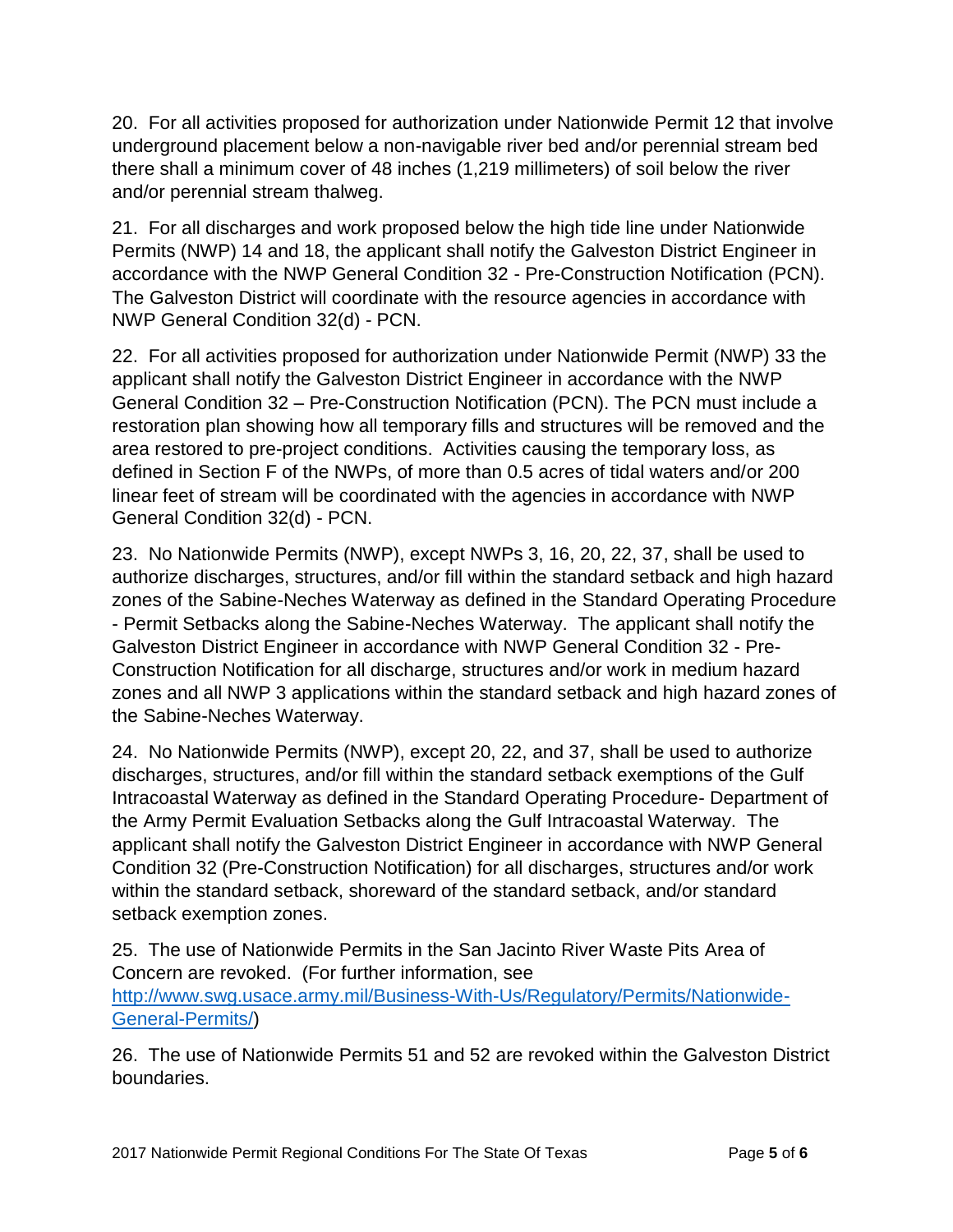20. For all activities proposed for authorization under Nationwide Permit 12 that involve underground placement below a non-navigable river bed and/or perennial stream bed there shall a minimum cover of 48 inches (1,219 millimeters) of soil below the river and/or perennial stream thalweg.

21. For all discharges and work proposed below the high tide line under Nationwide Permits (NWP) 14 and 18, the applicant shall notify the Galveston District Engineer in accordance with the NWP General Condition 32 - Pre-Construction Notification (PCN). The Galveston District will coordinate with the resource agencies in accordance with NWP General Condition 32(d) - PCN.

22. For all activities proposed for authorization under Nationwide Permit (NWP) 33 the applicant shall notify the Galveston District Engineer in accordance with the NWP General Condition 32 – Pre-Construction Notification (PCN). The PCN must include a restoration plan showing how all temporary fills and structures will be removed and the area restored to pre-project conditions. Activities causing the temporary loss, as defined in Section F of the NWPs, of more than 0.5 acres of tidal waters and/or 200 linear feet of stream will be coordinated with the agencies in accordance with NWP General Condition 32(d) - PCN.

23. No Nationwide Permits (NWP), except NWPs 3, 16, 20, 22, 37, shall be used to authorize discharges, structures, and/or fill within the standard setback and high hazard zones of the Sabine-Neches Waterway as defined in the Standard Operating Procedure - Permit Setbacks along the Sabine-Neches Waterway. The applicant shall notify the Galveston District Engineer in accordance with NWP General Condition 32 - Pre-Construction Notification for all discharge, structures and/or work in medium hazard zones and all NWP 3 applications within the standard setback and high hazard zones of the Sabine-Neches Waterway.

24. No Nationwide Permits (NWP), except 20, 22, and 37, shall be used to authorize discharges, structures, and/or fill within the standard setback exemptions of the Gulf Intracoastal Waterway as defined in the Standard Operating Procedure- Department of the Army Permit Evaluation Setbacks along the Gulf Intracoastal Waterway. The applicant shall notify the Galveston District Engineer in accordance with NWP General Condition 32 (Pre-Construction Notification) for all discharges, structures and/or work within the standard setback, shoreward of the standard setback, and/or standard setback exemption zones.

25. The use of Nationwide Permits in the San Jacinto River Waste Pits Area of Concern are revoked. (For further information, see [http://www.swg.usace.army.mil/Business-With-Us/Regulatory/Permits/Nationwide-General-Permits/](http://www.swg.usace.army.mil/Business-With-Us/Regulatory/Permits/Nationwide-General-Permits/))

26. The use of Nationwide Permits 51 and 52 are revoked within the Galveston District boundaries.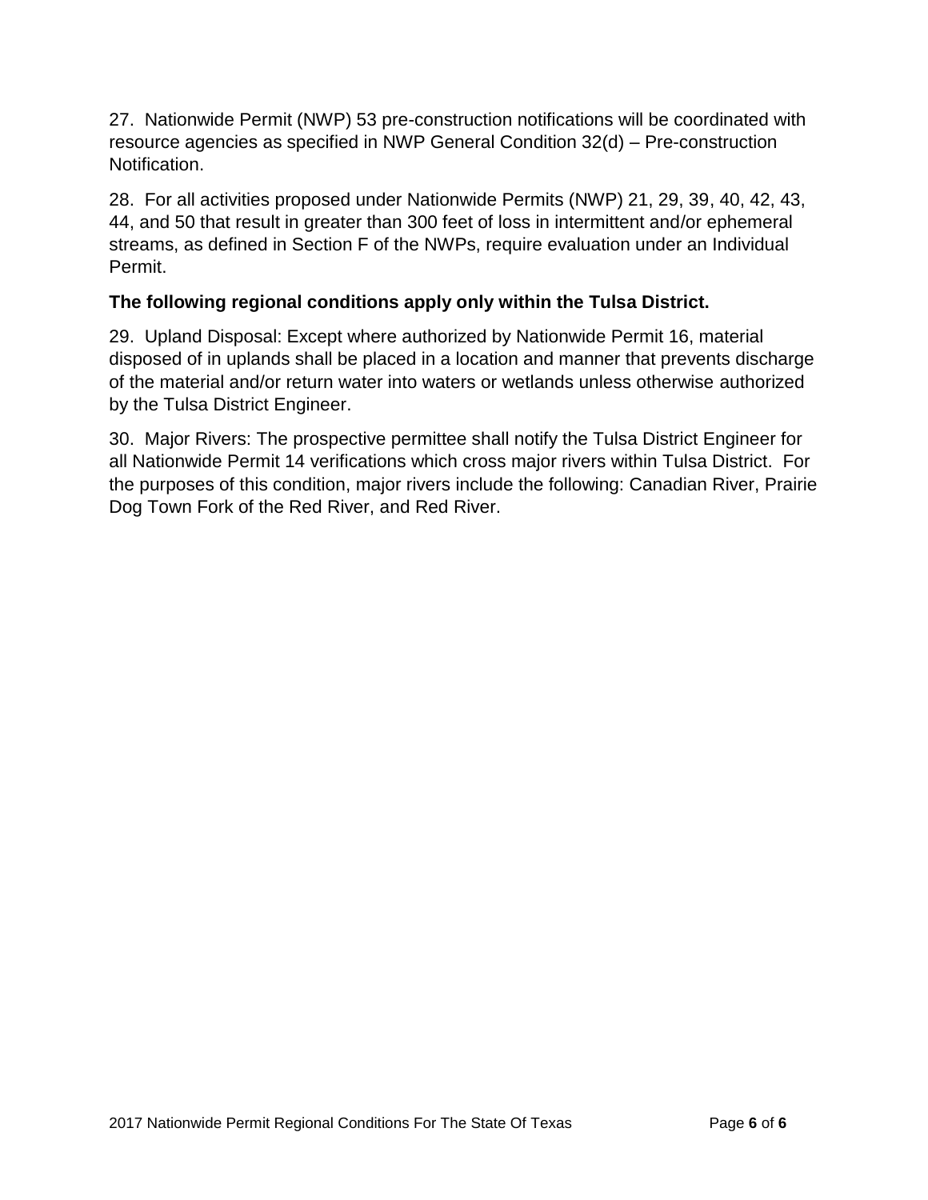27. Nationwide Permit (NWP) 53 pre-construction notifications will be coordinated with resource agencies as specified in NWP General Condition 32(d) – Pre-construction Notification.

28. For all activities proposed under Nationwide Permits (NWP) 21, 29, 39, 40, 42, 43, 44, and 50 that result in greater than 300 feet of loss in intermittent and/or ephemeral streams, as defined in Section F of the NWPs, require evaluation under an Individual Permit.

**The following regional conditions apply only within the Tulsa District.**

29. Upland Disposal: Except where authorized by Nationwide Permit 16, material disposed of in uplands shall be placed in a location and manner that prevents discharge of the material and/or return water into waters or wetlands unless otherwise authorized by the Tulsa District Engineer.

30. Major Rivers: The prospective permittee shall notify the Tulsa District Engineer for all Nationwide Permit 14 verifications which cross major rivers within Tulsa District. For the purposes of this condition, major rivers include the following: Canadian River, Prairie Dog Town Fork of the Red River, and Red River.